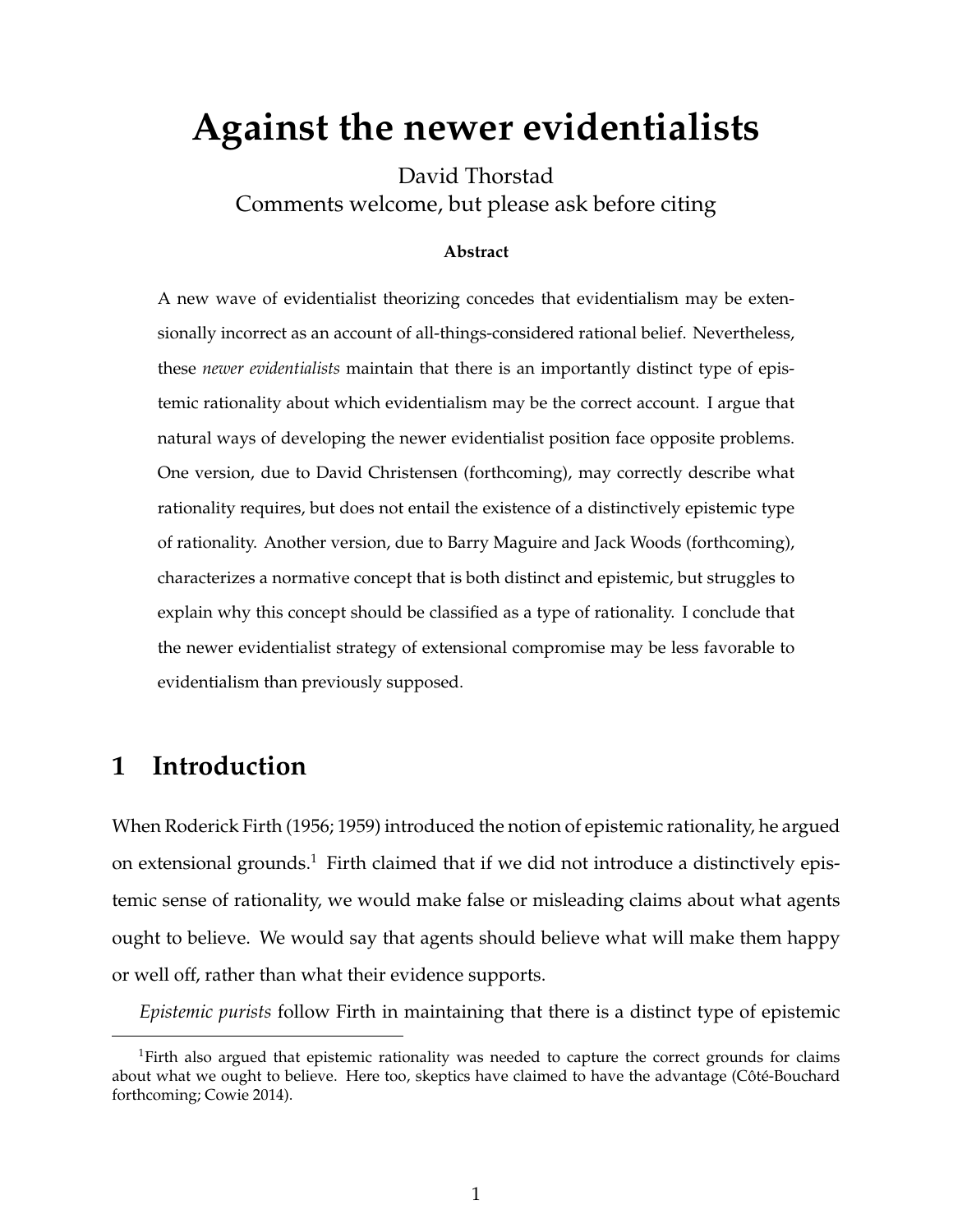# Against the newer evidentialists

David Thorstad

Comments welcome, but please ask before citing

**Abstract**

A new wave of evidentialist theorizing concedes that evidentialism may be extensionally incorrect as an account of all-things-considered rational belief. Nevertheless, these *newer evidentialists* maintain that there is an importantly distinct type of epistemic rationality about which evidentialism may be the correct account. I argue that natural ways of developing the newer evidentialist position face opposite problems. One version, due to David Christensen (forthcoming), may correctly describe what rationality requires, but does not entail the existence of a distinctively epistemic type of rationality. Another version, due to Barry Maguire and Jack Woods (forthcoming), characterizes a normative concept that is both distinct and epistemic, but struggles to explain why this concept should be classified as a type of rationality. I conclude that the newer evidentialist strategy of extensional compromise may be less favorable to evidentialism than previously supposed.

## 1 Introduction

When Roderick Firth (1956; 1959) introduced the notion of epistemic rationality, he argued on extensional grounds.[1] Firth claimed that if we did not introduce a distinctively epistemic sense of rationality, we would make false or misleading claims about what agents ought to believe. We would say that agents should believe what will make them happy or well off, rather than what their evidence supports.

*Epistemic purists* follow Firth in maintaining that there is a distinct type of epistemic

[1] Firth also argued that epistemic rationality was needed to capture the correct grounds for claims about what we ought to believe. Here too, skeptics have claimed to have the advantage (Côté-Bouchard forthcoming; Cowie 2014).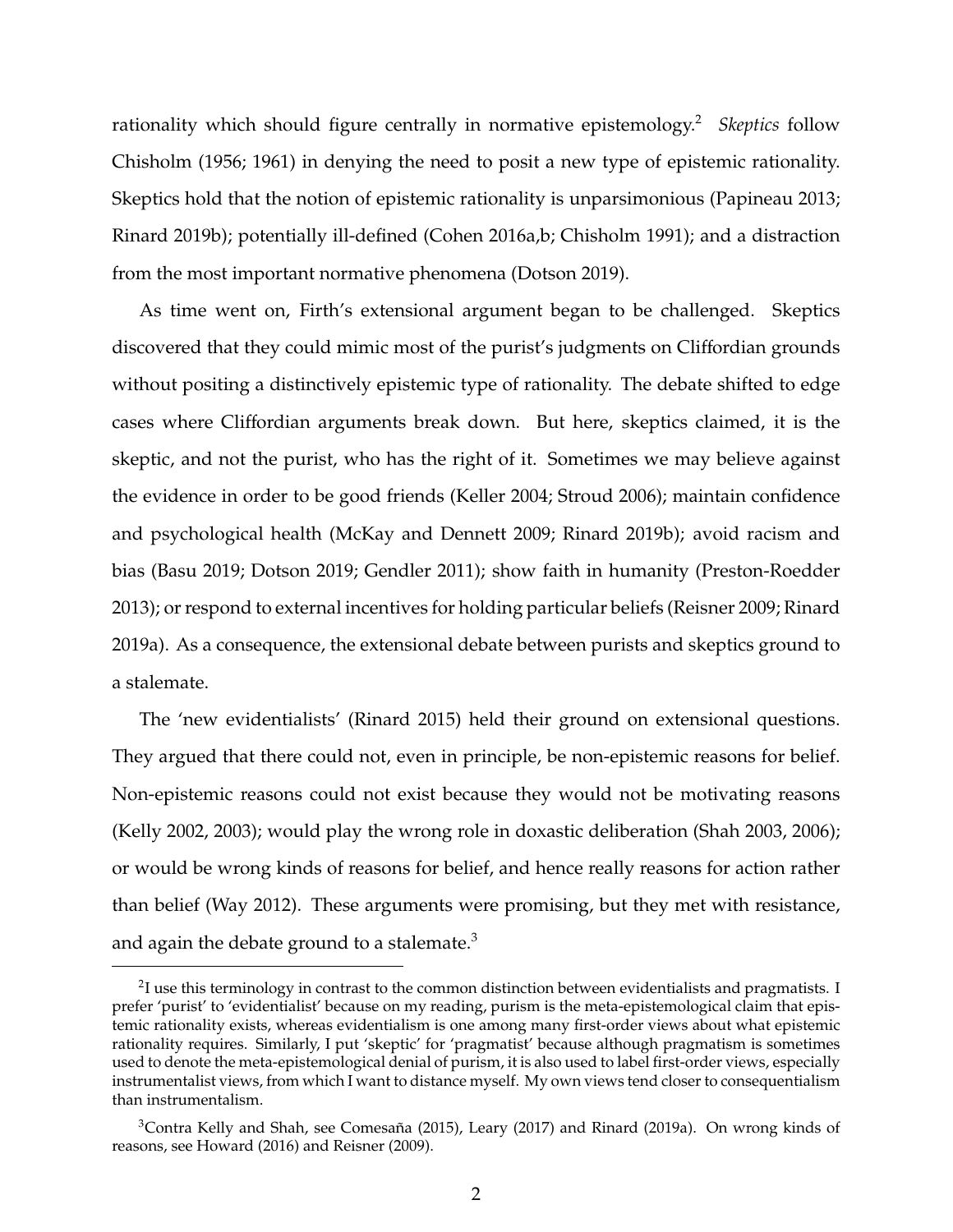rationality which should figure centrally in normative epistemology.[2] *Skeptics* follow Chisholm (1956; 1961) in denying the need to posit a new type of epistemic rationality. Skeptics hold that the notion of epistemic rationality is unparsimonious (Papineau 2013; Rinard 2019b); potentially ill-defined (Cohen 2016a,b; Chisholm 1991); and a distraction from the most important normative phenomena (Dotson 2019).

As time went on, Firth's extensional argument began to be challenged. Skeptics discovered that they could mimic most of the purist's judgments on Cliffordian grounds without positing a distinctively epistemic type of rationality. The debate shifted to edge cases where Cliffordian arguments break down. But here, skeptics claimed, it is the skeptic, and not the purist, who has the right of it. Sometimes we may believe against the evidence in order to be good friends (Keller 2004; Stroud 2006); maintain confidence and psychological health (McKay and Dennett 2009; Rinard 2019b); avoid racism and bias (Basu 2019; Dotson 2019; Gendler 2011); show faith in humanity (Preston-Roedder 2013); or respond to external incentives for holding particular beliefs (Reisner 2009; Rinard 2019a). As a consequence, the extensional debate between purists and skeptics ground to a stalemate.

The 'new evidentialists' (Rinard 2015) held their ground on extensional questions. They argued that there could not, even in principle, be non-epistemic reasons for belief. Non-epistemic reasons could not exist because they would not be motivating reasons (Kelly 2002, 2003); would play the wrong role in doxastic deliberation (Shah 2003, 2006); or would be wrong kinds of reasons for belief, and hence really reasons for action rather than belief (Way 2012). These arguments were promising, but they met with resistance, and again the debate ground to a stalemate.[3]

---

[2] I use this terminology in contrast to the common distinction between evidentialists and pragmatists. I prefer 'purist' to 'evidentialist' because on my reading, purism is the meta-epistemological claim that epistemic rationality exists, whereas evidentialism is one among many first-order views about what epistemic rationality requires. Similarly, I put 'skeptic' for 'pragmatist' because although pragmatism is sometimes used to denote the meta-epistemological denial of purism, it is also used to label first-order views, especially instrumentalist views, from which I want to distance myself. My own views tend closer to consequentialism than instrumentalism.

[3] Contra Kelly and Shah, see Comesaña (2015), Leary (2017) and Rinard (2019a). On wrong kinds of reasons, see Howard (2016) and Reisner (2009).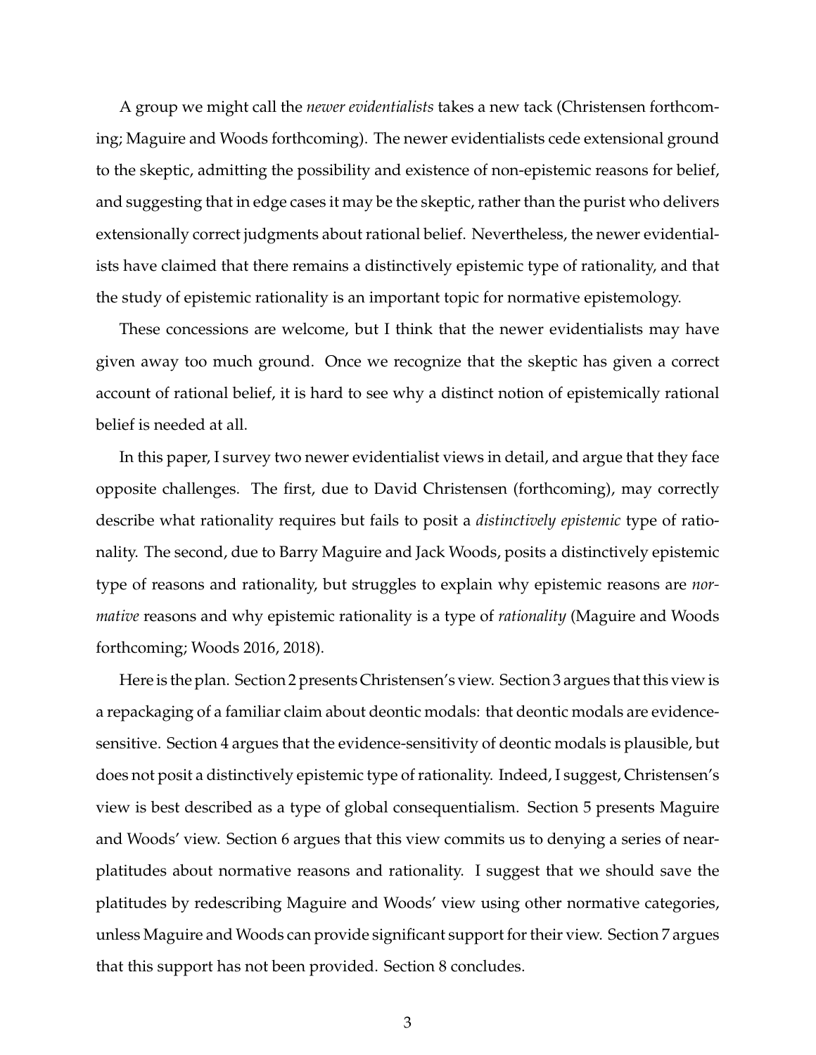A group we might call the *newer evidentialists* takes a new tack (Christensen forthcoming; Maguire and Woods forthcoming). The newer evidentialists cede extensional ground to the skeptic, admitting the possibility and existence of non-epistemic reasons for belief, and suggesting that in edge cases it may be the skeptic, rather than the purist who delivers extensionally correct judgments about rational belief. Nevertheless, the newer evidentialists have claimed that there remains a distinctively epistemic type of rationality, and that the study of epistemic rationality is an important topic for normative epistemology.

These concessions are welcome, but I think that the newer evidentialists may have given away too much ground. Once we recognize that the skeptic has given a correct account of rational belief, it is hard to see why a distinct notion of epistemically rational belief is needed at all.

In this paper, I survey two newer evidentialist views in detail, and argue that they face opposite challenges. The first, due to David Christensen (forthcoming), may correctly describe what rationality requires but fails to posit a *distinctively epistemic* type of rationality. The second, due to Barry Maguire and Jack Woods, posits a distinctively epistemic type of reasons and rationality, but struggles to explain why epistemic reasons are *normative* reasons and why epistemic rationality is a type of *rationality* (Maguire and Woods forthcoming; Woods 2016, 2018).

Here is the plan. Section 2 presents Christensen's view. Section 3 argues that this view is a repackaging of a familiar claim about deontic modals: that deontic modals are evidence-sensitive. Section 4 argues that the evidence-sensitivity of deontic modals is plausible, but does not posit a distinctively epistemic type of rationality. Indeed, I suggest, Christensen's view is best described as a type of global consequentialism. Section 5 presents Maguire and Woods' view. Section 6 argues that this view commits us to denying a series of near-platitudes about normative reasons and rationality. I suggest that we should save the platitudes by redescribing Maguire and Woods' view using other normative categories, unless Maguire and Woods can provide significant support for their view. Section 7 argues that this support has not been provided. Section 8 concludes.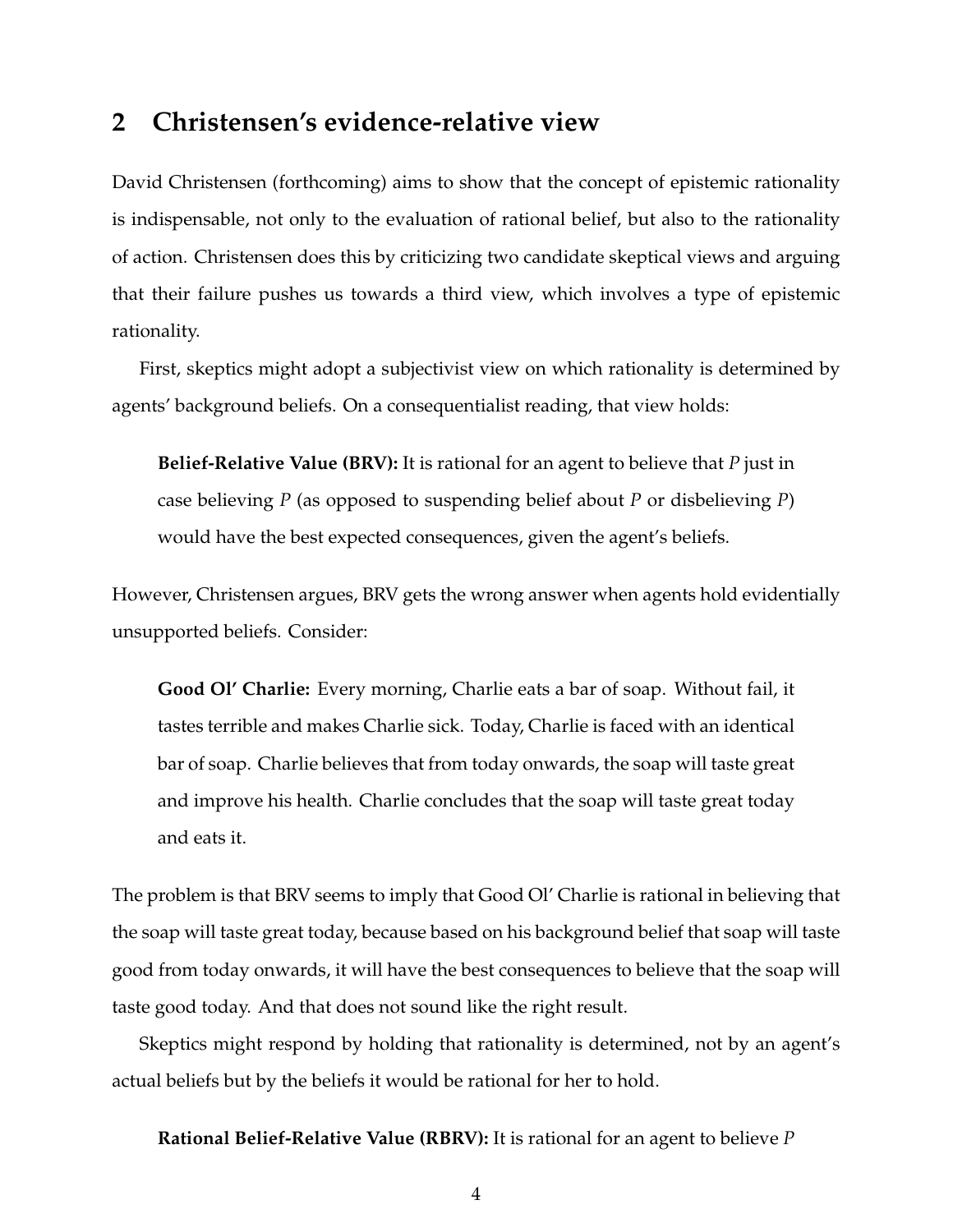## 2 Christensen's evidence-relative view

David Christensen (forthcoming) aims to show that the concept of epistemic rationality is indispensable, not only to the evaluation of rational belief, but also to the rationality of action. Christensen does this by criticizing two candidate skeptical views and arguing that their failure pushes us towards a third view, which involves a type of epistemic rationality.

First, skeptics might adopt a subjectivist view on which rationality is determined by agents' background beliefs. On a consequentialist reading, that view holds:

> **Belief-Relative Value (BRV):** It is rational for an agent to believe that *P* just in case believing *P* (as opposed to suspending belief about *P* or disbelieving *P*) would have the best expected consequences, given the agent's beliefs.

However, Christensen argues, BRV gets the wrong answer when agents hold evidentially unsupported beliefs. Consider:

> **Good Ol' Charlie:** Every morning, Charlie eats a bar of soap. Without fail, it tastes terrible and makes Charlie sick. Today, Charlie is faced with an identical bar of soap. Charlie believes that from today onwards, the soap will taste great and improve his health. Charlie concludes that the soap will taste great today and eats it.

The problem is that BRV seems to imply that Good Ol' Charlie is rational in believing that the soap will taste great today, because based on his background belief that soap will taste good from today onwards, it will have the best consequences to believe that the soap will taste good today. And that does not sound like the right result.

Skeptics might respond by holding that rationality is determined, not by an agent's actual beliefs but by the beliefs it would be rational for her to hold.

> **Rational Belief-Relative Value (RBRV):** It is rational for an agent to believe *P*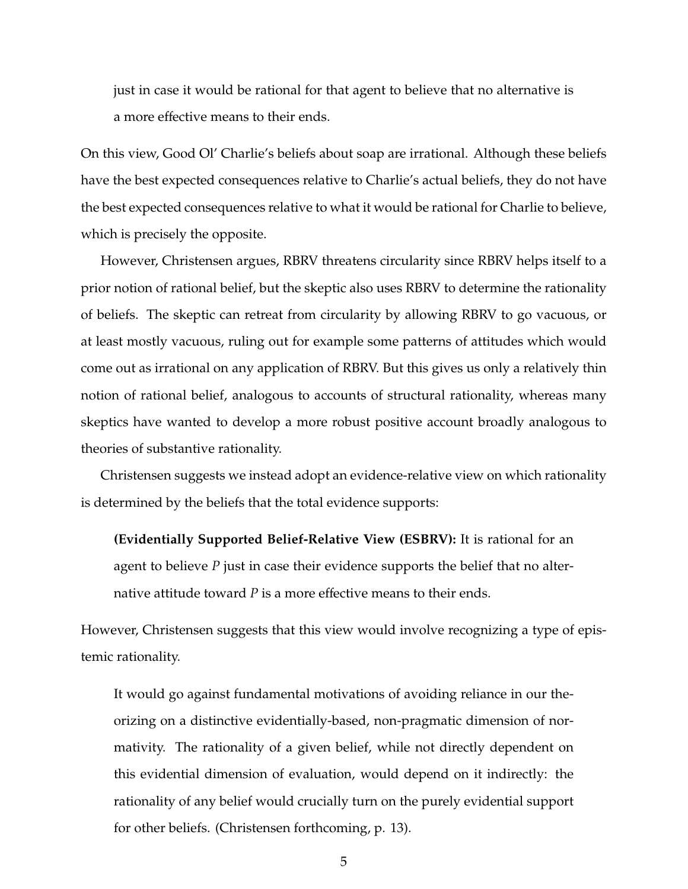just in case it would be rational for that agent to believe that no alternative is a more effective means to their ends.

On this view, Good Ol' Charlie's beliefs about soap are irrational. Although these beliefs have the best expected consequences relative to Charlie's actual beliefs, they do not have the best expected consequences relative to what it would be rational for Charlie to believe, which is precisely the opposite.

However, Christensen argues, RBRV threatens circularity since RBRV helps itself to a prior notion of rational belief, but the skeptic also uses RBRV to determine the rationality of beliefs. The skeptic can retreat from circularity by allowing RBRV to go vacuous, or at least mostly vacuous, ruling out for example some patterns of attitudes which would come out as irrational on any application of RBRV. But this gives us only a relatively thin notion of rational belief, analogous to accounts of structural rationality, whereas many skeptics have wanted to develop a more robust positive account broadly analogous to theories of substantive rationality.

Christensen suggests we instead adopt an evidence-relative view on which rationality is determined by the beliefs that the total evidence supports:

> **(Evidentially Supported Belief-Relative View (ESBRV):** It is rational for an agent to believe *P* just in case their evidence supports the belief that no alternative attitude toward *P* is a more effective means to their ends.

However, Christensen suggests that this view would involve recognizing a type of epistemic rationality.

> It would go against fundamental motivations of avoiding reliance in our theorizing on a distinctive evidentially-based, non-pragmatic dimension of normativity. The rationality of a given belief, while not directly dependent on this evidential dimension of evaluation, would depend on it indirectly: the rationality of any belief would crucially turn on the purely evidential support for other beliefs. (Christensen forthcoming, p. 13).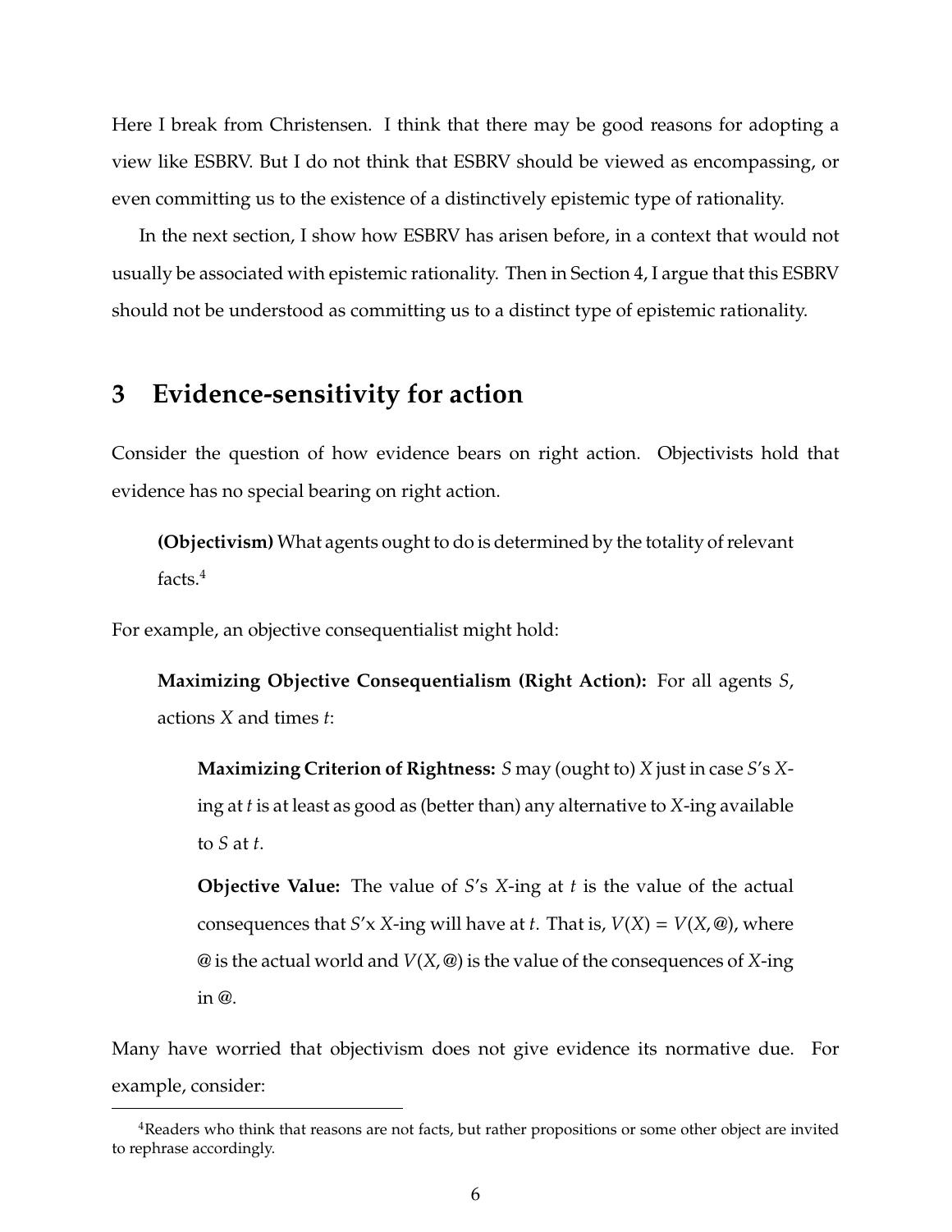Here I break from Christensen. I think that there may be good reasons for adopting a view like ESBRV. But I do not think that ESBRV should be viewed as encompassing, or even committing us to the existence of a distinctively epistemic type of rationality.

In the next section, I show how ESBRV has arisen before, in a context that would not usually be associated with epistemic rationality. Then in Section 4, I argue that this ESBRV should not be understood as committing us to a distinct type of epistemic rationality.

## 3 Evidence-sensitivity for action

Consider the question of how evidence bears on right action. Objectivists hold that evidence has no special bearing on right action.

> **(Objectivism)** What agents ought to do is determined by the totality of relevant facts.[4]

For example, an objective consequentialist might hold:

> **Maximizing Objective Consequentialism (Right Action):** For all agents $S$, actions $X$ and times $t$:
>
> > **Maximizing Criterion of Rightness:** $S$ may (ought to) $X$ just in case $S$'s $X$-ing at $t$ is at least as good as (better than) any alternative to $X$-ing available to $S$ at $t$.
> >
> > **Objective Value:** The value of $S$'s $X$-ing at $t$ is the value of the actual consequences that $S$'x $X$-ing will have at $t$. That is, $V(X) = V(X, @)$, where $@$ is the actual world and $V(X, @)$ is the value of the consequences of $X$-ing in $@$.

Many have worried that objectivism does not give evidence its normative due. For example, consider:

---

[4]Readers who think that reasons are not facts, but rather propositions or some other object are invited to rephrase accordingly.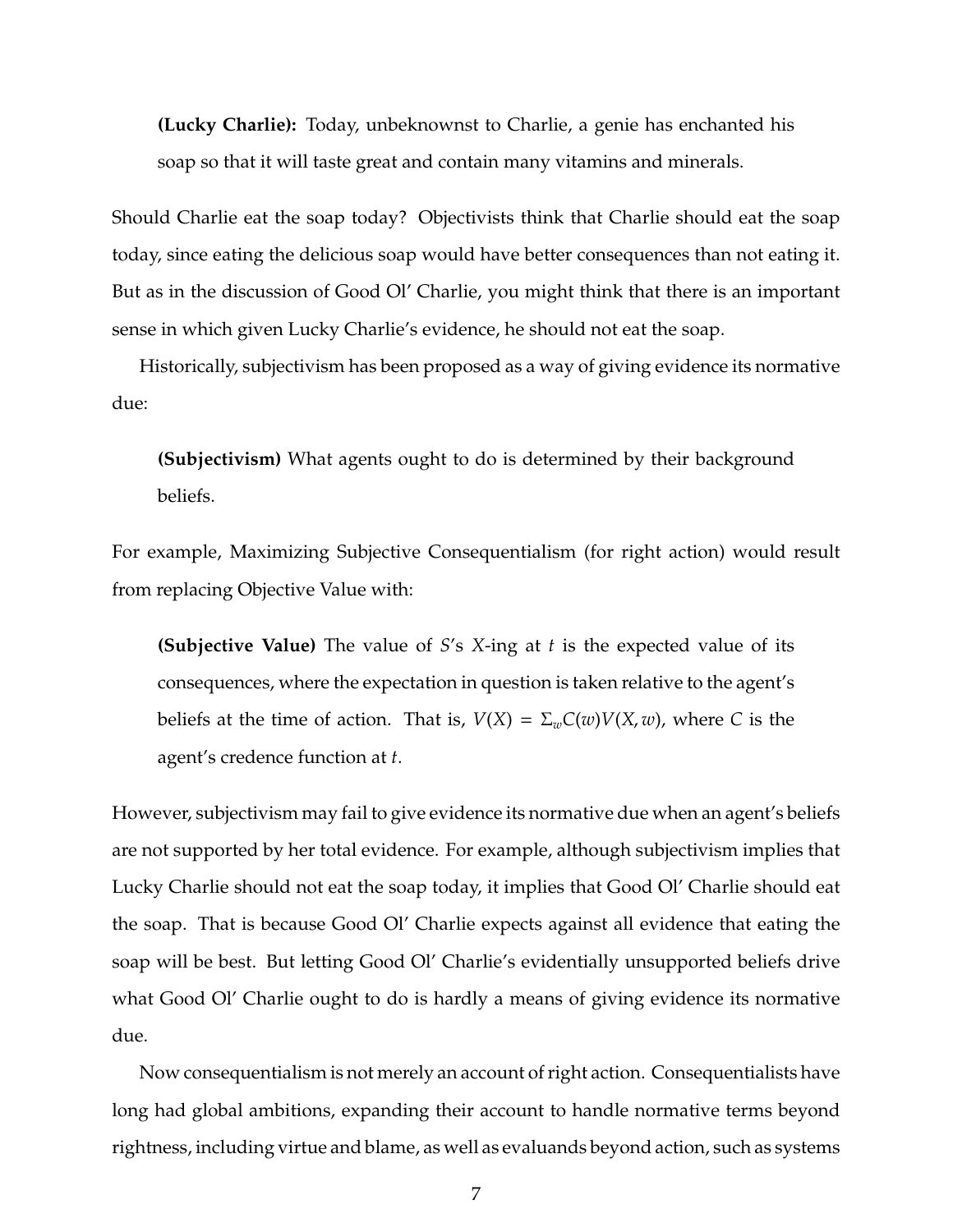> **(Lucky Charlie):** Today, unbeknownst to Charlie, a genie has enchanted his soap so that it will taste great and contain many vitamins and minerals.

Should Charlie eat the soap today? Objectivists think that Charlie should eat the soap today, since eating the delicious soap would have better consequences than not eating it. But as in the discussion of Good Ol' Charlie, you might think that there is an important sense in which given Lucky Charlie's evidence, he should not eat the soap.

Historically, subjectivism has been proposed as a way of giving evidence its normative due:

> **(Subjectivism)** What agents ought to do is determined by their background beliefs.

For example, Maximizing Subjective Consequentialism (for right action) would result from replacing Objective Value with:

> **(Subjective Value)** The value of $S$'s $X$-ing at $t$ is the expected value of its consequences, where the expectation in question is taken relative to the agent's beliefs at the time of action. That is, $V(X) = \Sigma_w C(w)V(X, w)$, where $C$ is the agent's credence function at $t$.

However, subjectivism may fail to give evidence its normative due when an agent's beliefs are not supported by her total evidence. For example, although subjectivism implies that Lucky Charlie should not eat the soap today, it implies that Good Ol' Charlie should eat the soap. That is because Good Ol' Charlie expects against all evidence that eating the soap will be best. But letting Good Ol' Charlie's evidentially unsupported beliefs drive what Good Ol' Charlie ought to do is hardly a means of giving evidence its normative due.

Now consequentialism is not merely an account of right action. Consequentialists have long had global ambitions, expanding their account to handle normative terms beyond rightness, including virtue and blame, as well as evaluands beyond action, such as systems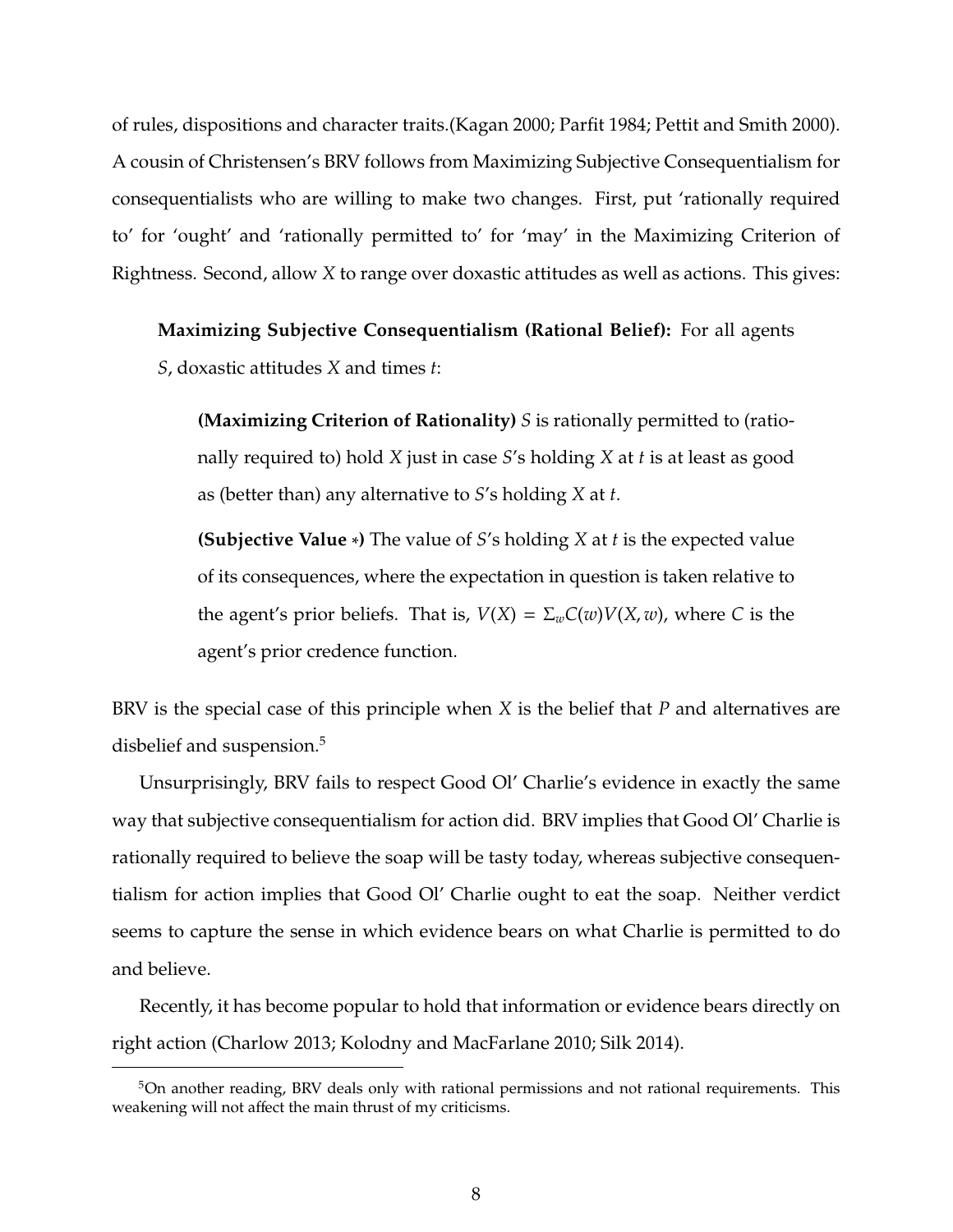of rules, dispositions and character traits.(Kagan 2000; Parfit 1984; Pettit and Smith 2000). A cousin of Christensen's BRV follows from Maximizing Subjective Consequentialism for consequentialists who are willing to make two changes. First, put 'rationally required to' for 'ought' and 'rationally permitted to' for 'may' in the Maximizing Criterion of Rightness. Second, allow $X$ to range over doxastic attitudes as well as actions. This gives:

> **Maximizing Subjective Consequentialism (Rational Belief):** For all agents $S$, doxastic attitudes $X$ and times $t$:
>
> > **(Maximizing Criterion of Rationality)** $S$ is rationally permitted to (rationally required to) hold $X$ just in case $S$'s holding $X$ at $t$ is at least as good as (better than) any alternative to $S$'s holding $X$ at $t$.
> >
> > **(Subjective Value $*$)** The value of $S$'s holding $X$ at $t$ is the expected value of its consequences, where the expectation in question is taken relative to the agent's prior beliefs. That is, $V(X) = \Sigma_w C(w)V(X, w)$, where $C$ is the agent's prior credence function.

BRV is the special case of this principle when $X$ is the belief that $P$ and alternatives are disbelief and suspension.[5]

Unsurprisingly, BRV fails to respect Good Ol' Charlie's evidence in exactly the same way that subjective consequentialism for action did. BRV implies that Good Ol' Charlie is rationally required to believe the soap will be tasty today, whereas subjective consequentialism for action implies that Good Ol' Charlie ought to eat the soap. Neither verdict seems to capture the sense in which evidence bears on what Charlie is permitted to do and believe.

Recently, it has become popular to hold that information or evidence bears directly on right action (Charlow 2013; Kolodny and MacFarlane 2010; Silk 2014).

---

[5]On another reading, BRV deals only with rational permissions and not rational requirements. This weakening will not affect the main thrust of my criticisms.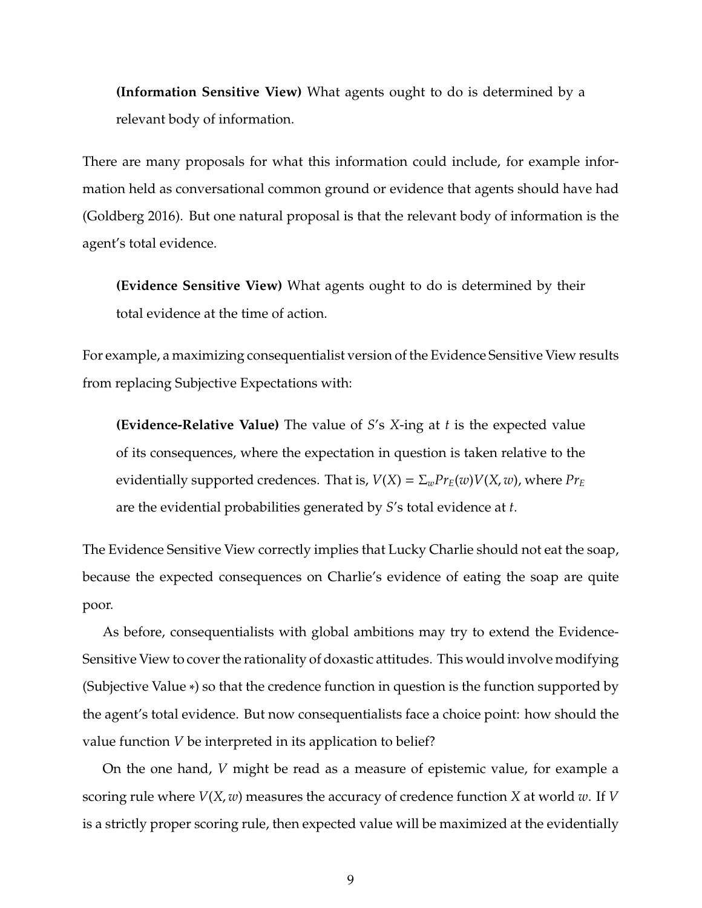> **(Information Sensitive View)** What agents ought to do is determined by a relevant body of information.

There are many proposals for what this information could include, for example information held as conversational common ground or evidence that agents should have had (Goldberg 2016). But one natural proposal is that the relevant body of information is the agent's total evidence.

> **(Evidence Sensitive View)** What agents ought to do is determined by their total evidence at the time of action.

For example, a maximizing consequentialist version of the Evidence Sensitive View results from replacing Subjective Expectations with:

> **(Evidence-Relative Value)** The value of $S$'s $X$-ing at $t$ is the expected value of its consequences, where the expectation in question is taken relative to the evidentially supported credences. That is, $V(X) = \Sigma_w Pr_E(w)V(X, w)$, where $Pr_E$ are the evidential probabilities generated by $S$'s total evidence at $t$.

The Evidence Sensitive View correctly implies that Lucky Charlie should not eat the soap, because the expected consequences on Charlie's evidence of eating the soap are quite poor.

As before, consequentialists with global ambitions may try to extend the Evidence-Sensitive View to cover the rationality of doxastic attitudes. This would involve modifying (Subjective Value $*$) so that the credence function in question is the function supported by the agent's total evidence. But now consequentialists face a choice point: how should the value function $V$ be interpreted in its application to belief?

On the one hand, $V$ might be read as a measure of epistemic value, for example a scoring rule where $V(X, w)$ measures the accuracy of credence function $X$ at world $w$. If $V$ is a strictly proper scoring rule, then expected value will be maximized at the evidentially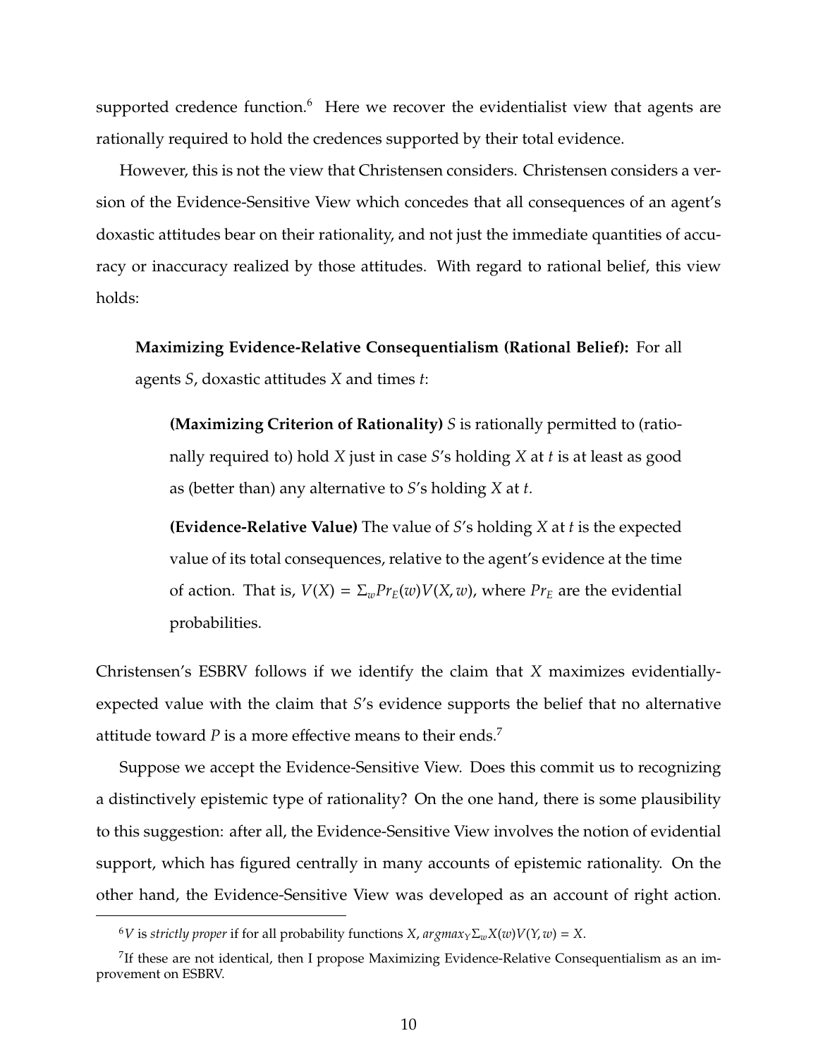supported credence function.[6] Here we recover the evidentialist view that agents are rationally required to hold the credences supported by their total evidence.

However, this is not the view that Christensen considers. Christensen considers a version of the Evidence-Sensitive View which concedes that all consequences of an agent's doxastic attitudes bear on their rationality, and not just the immediate quantities of accuracy or inaccuracy realized by those attitudes. With regard to rational belief, this view holds:

> **Maximizing Evidence-Relative Consequentialism (Rational Belief):** For all agents $S$, doxastic attitudes $X$ and times $t$:
>
> > **(Maximizing Criterion of Rationality)** $S$ is rationally permitted to (rationally required to) hold $X$ just in case $S$'s holding $X$ at $t$ is at least as good as (better than) any alternative to $S$'s holding $X$ at $t$.
> >
> > **(Evidence-Relative Value)** The value of $S$'s holding $X$ at $t$ is the expected value of its total consequences, relative to the agent's evidence at the time of action. That is, $V(X) = \Sigma_w Pr_E(w)V(X, w)$, where $Pr_E$ are the evidential probabilities.

Christensen's ESBRV follows if we identify the claim that $X$ maximizes evidentially-expected value with the claim that $S$'s evidence supports the belief that no alternative attitude toward $P$ is a more effective means to their ends.[7]

Suppose we accept the Evidence-Sensitive View. Does this commit us to recognizing a distinctively epistemic type of rationality? On the one hand, there is some plausibility to this suggestion: after all, the Evidence-Sensitive View involves the notion of evidential support, which has figured centrally in many accounts of epistemic rationality. On the other hand, the Evidence-Sensitive View was developed as an account of right action.

---

[6] $V$ is *strictly proper* if for all probability functions $X$, $argmax_Y \Sigma_w X(w)V(Y, w) = X$.

[7] If these are not identical, then I propose Maximizing Evidence-Relative Consequentialism as an improvement on ESBRV.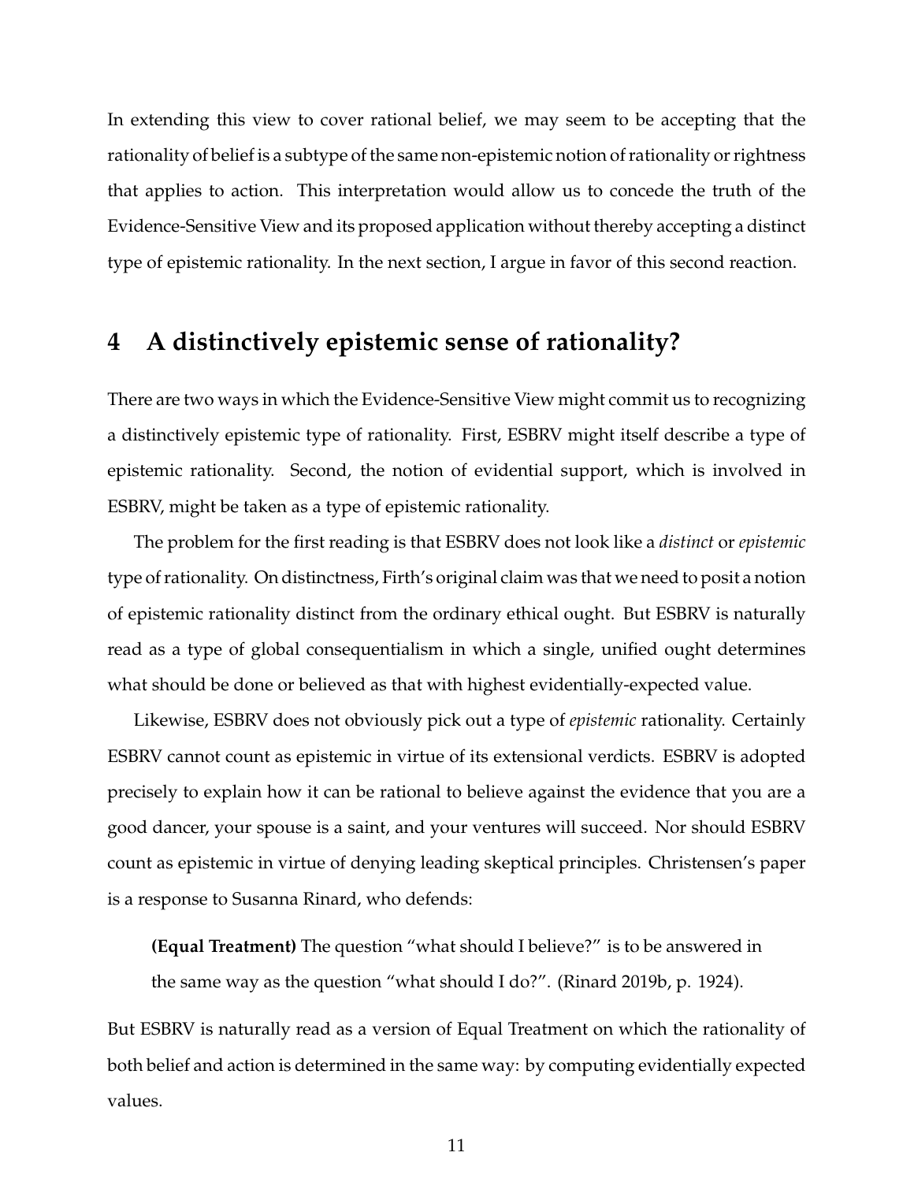In extending this view to cover rational belief, we may seem to be accepting that the rationality of belief is a subtype of the same non-epistemic notion of rationality or rightness that applies to action. This interpretation would allow us to concede the truth of the Evidence-Sensitive View and its proposed application without thereby accepting a distinct type of epistemic rationality. In the next section, I argue in favor of this second reaction.

## 4 A distinctively epistemic sense of rationality?

There are two ways in which the Evidence-Sensitive View might commit us to recognizing a distinctively epistemic type of rationality. First, ESBRV might itself describe a type of epistemic rationality. Second, the notion of evidential support, which is involved in ESBRV, might be taken as a type of epistemic rationality.

The problem for the first reading is that ESBRV does not look like a *distinct* or *epistemic* type of rationality. On distinctness, Firth's original claim was that we need to posit a notion of epistemic rationality distinct from the ordinary ethical ought. But ESBRV is naturally read as a type of global consequentialism in which a single, unified ought determines what should be done or believed as that with highest evidentially-expected value.

Likewise, ESBRV does not obviously pick out a type of *epistemic* rationality. Certainly ESBRV cannot count as epistemic in virtue of its extensional verdicts. ESBRV is adopted precisely to explain how it can be rational to believe against the evidence that you are a good dancer, your spouse is a saint, and your ventures will succeed. Nor should ESBRV count as epistemic in virtue of denying leading skeptical principles. Christensen's paper is a response to Susanna Rinard, who defends:

> **(Equal Treatment)** The question "what should I believe?" is to be answered in the same way as the question "what should I do?". (Rinard 2019b, p. 1924).

But ESBRV is naturally read as a version of Equal Treatment on which the rationality of both belief and action is determined in the same way: by computing evidentially expected values.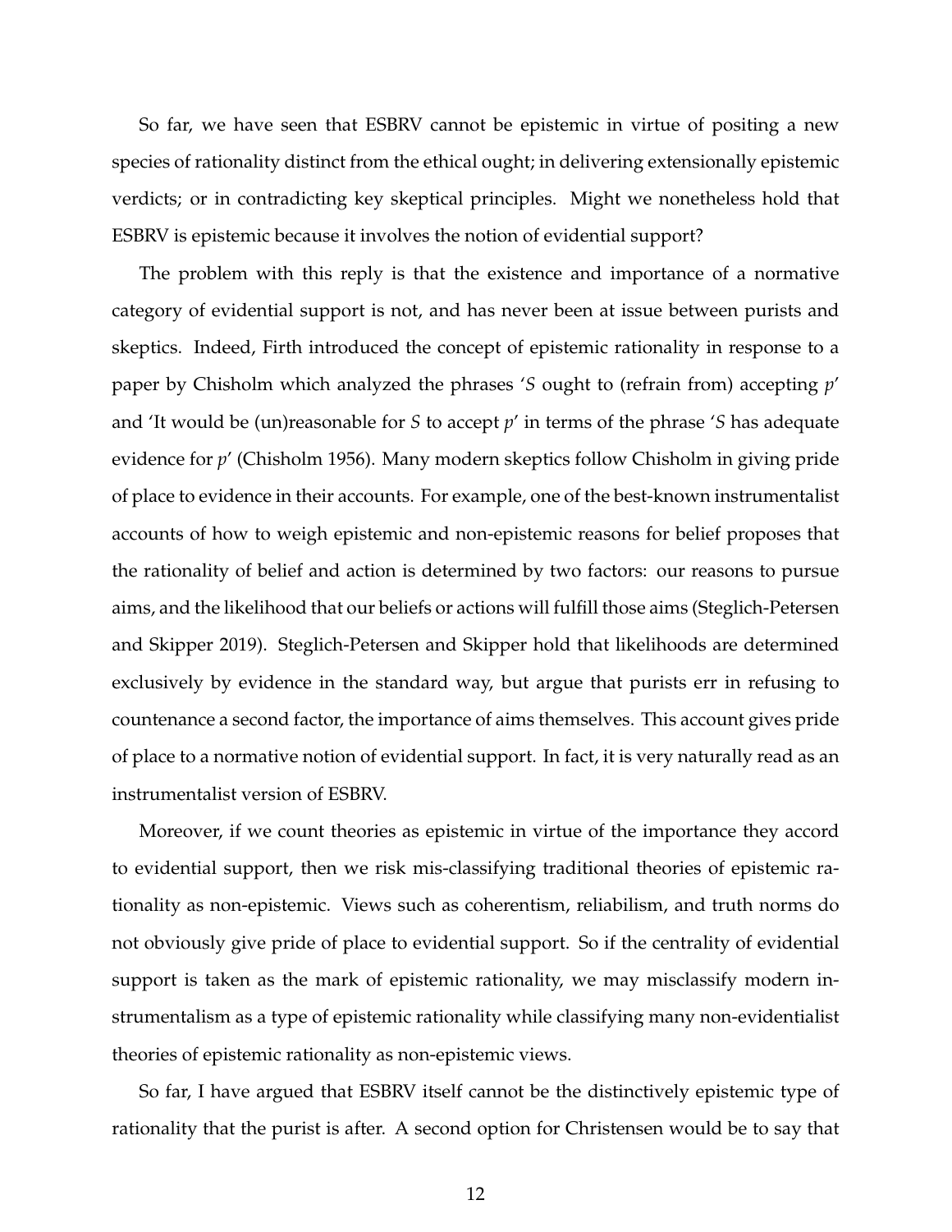So far, we have seen that ESBRV cannot be epistemic in virtue of positing a new species of rationality distinct from the ethical ought; in delivering extensionally epistemic verdicts; or in contradicting key skeptical principles. Might we nonetheless hold that ESBRV is epistemic because it involves the notion of evidential support?

The problem with this reply is that the existence and importance of a normative category of evidential support is not, and has never been at issue between purists and skeptics. Indeed, Firth introduced the concept of epistemic rationality in response to a paper by Chisholm which analyzed the phrases '*S* ought to (refrain from) accepting *p*' and 'It would be (un)reasonable for *S* to accept *p*' in terms of the phrase '*S* has adequate evidence for *p*' (Chisholm 1956). Many modern skeptics follow Chisholm in giving pride of place to evidence in their accounts. For example, one of the best-known instrumentalist accounts of how to weigh epistemic and non-epistemic reasons for belief proposes that the rationality of belief and action is determined by two factors: our reasons to pursue aims, and the likelihood that our beliefs or actions will fulfill those aims (Steglich-Petersen and Skipper 2019). Steglich-Petersen and Skipper hold that likelihoods are determined exclusively by evidence in the standard way, but argue that purists err in refusing to countenance a second factor, the importance of aims themselves. This account gives pride of place to a normative notion of evidential support. In fact, it is very naturally read as an instrumentalist version of ESBRV.

Moreover, if we count theories as epistemic in virtue of the importance they accord to evidential support, then we risk mis-classifying traditional theories of epistemic rationality as non-epistemic. Views such as coherentism, reliabilism, and truth norms do not obviously give pride of place to evidential support. So if the centrality of evidential support is taken as the mark of epistemic rationality, we may misclassify modern instrumentalism as a type of epistemic rationality while classifying many non-evidentialist theories of epistemic rationality as non-epistemic views.

So far, I have argued that ESBRV itself cannot be the distinctively epistemic type of rationality that the purist is after. A second option for Christensen would be to say that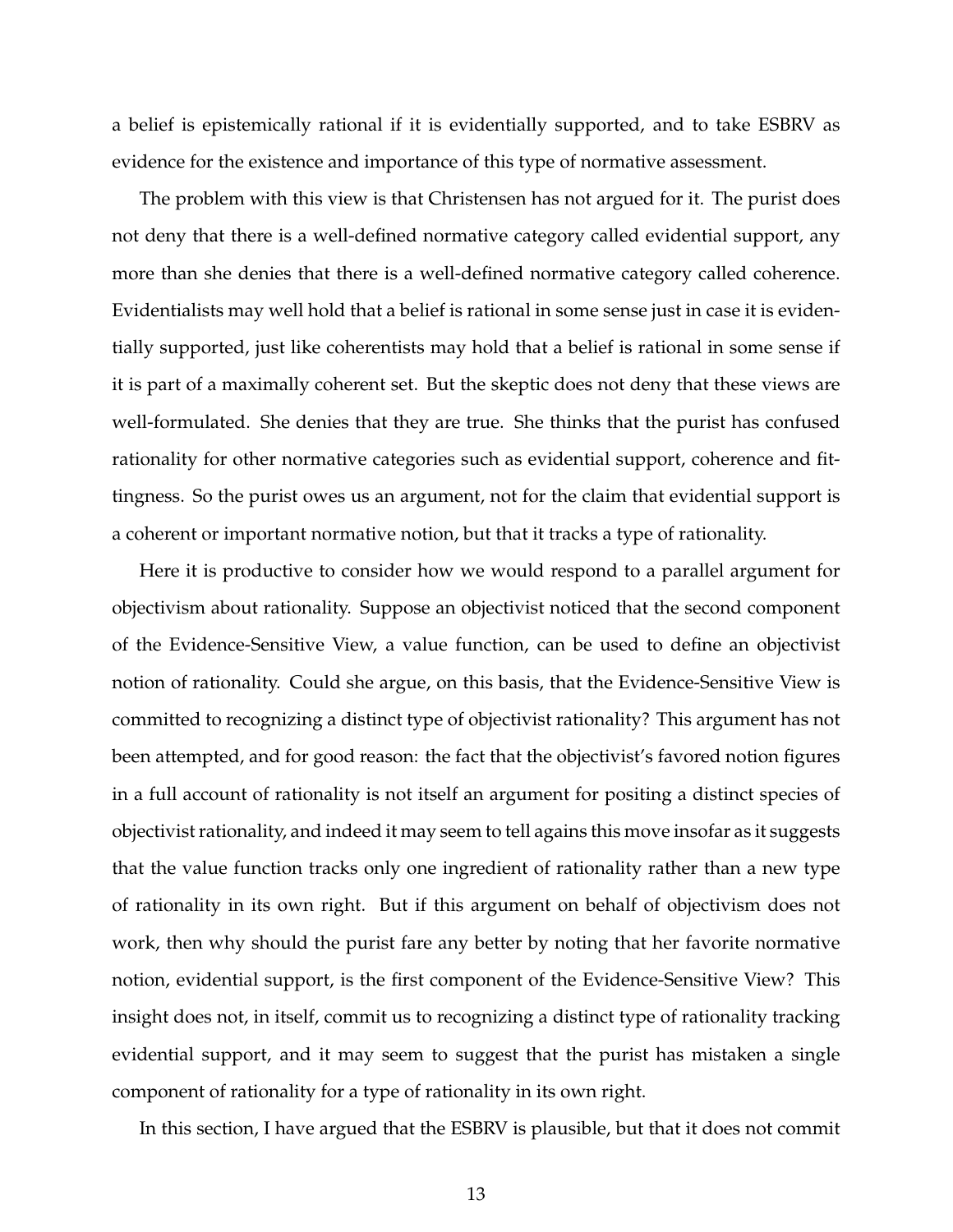a belief is epistemically rational if it is evidentially supported, and to take ESBRV as evidence for the existence and importance of this type of normative assessment.

The problem with this view is that Christensen has not argued for it. The purist does not deny that there is a well-defined normative category called evidential support, any more than she denies that there is a well-defined normative category called coherence. Evidentialists may well hold that a belief is rational in some sense just in case it is evidentially supported, just like coherentists may hold that a belief is rational in some sense if it is part of a maximally coherent set. But the skeptic does not deny that these views are well-formulated. She denies that they are true. She thinks that the purist has confused rationality for other normative categories such as evidential support, coherence and fittingness. So the purist owes us an argument, not for the claim that evidential support is a coherent or important normative notion, but that it tracks a type of rationality.

Here it is productive to consider how we would respond to a parallel argument for objectivism about rationality. Suppose an objectivist noticed that the second component of the Evidence-Sensitive View, a value function, can be used to define an objectivist notion of rationality. Could she argue, on this basis, that the Evidence-Sensitive View is committed to recognizing a distinct type of objectivist rationality? This argument has not been attempted, and for good reason: the fact that the objectivist's favored notion figures in a full account of rationality is not itself an argument for positing a distinct species of objectivist rationality, and indeed it may seem to tell agains this move insofar as it suggests that the value function tracks only one ingredient of rationality rather than a new type of rationality in its own right. But if this argument on behalf of objectivism does not work, then why should the purist fare any better by noting that her favorite normative notion, evidential support, is the first component of the Evidence-Sensitive View? This insight does not, in itself, commit us to recognizing a distinct type of rationality tracking evidential support, and it may seem to suggest that the purist has mistaken a single component of rationality for a type of rationality in its own right.

In this section, I have argued that the ESBRV is plausible, but that it does not commit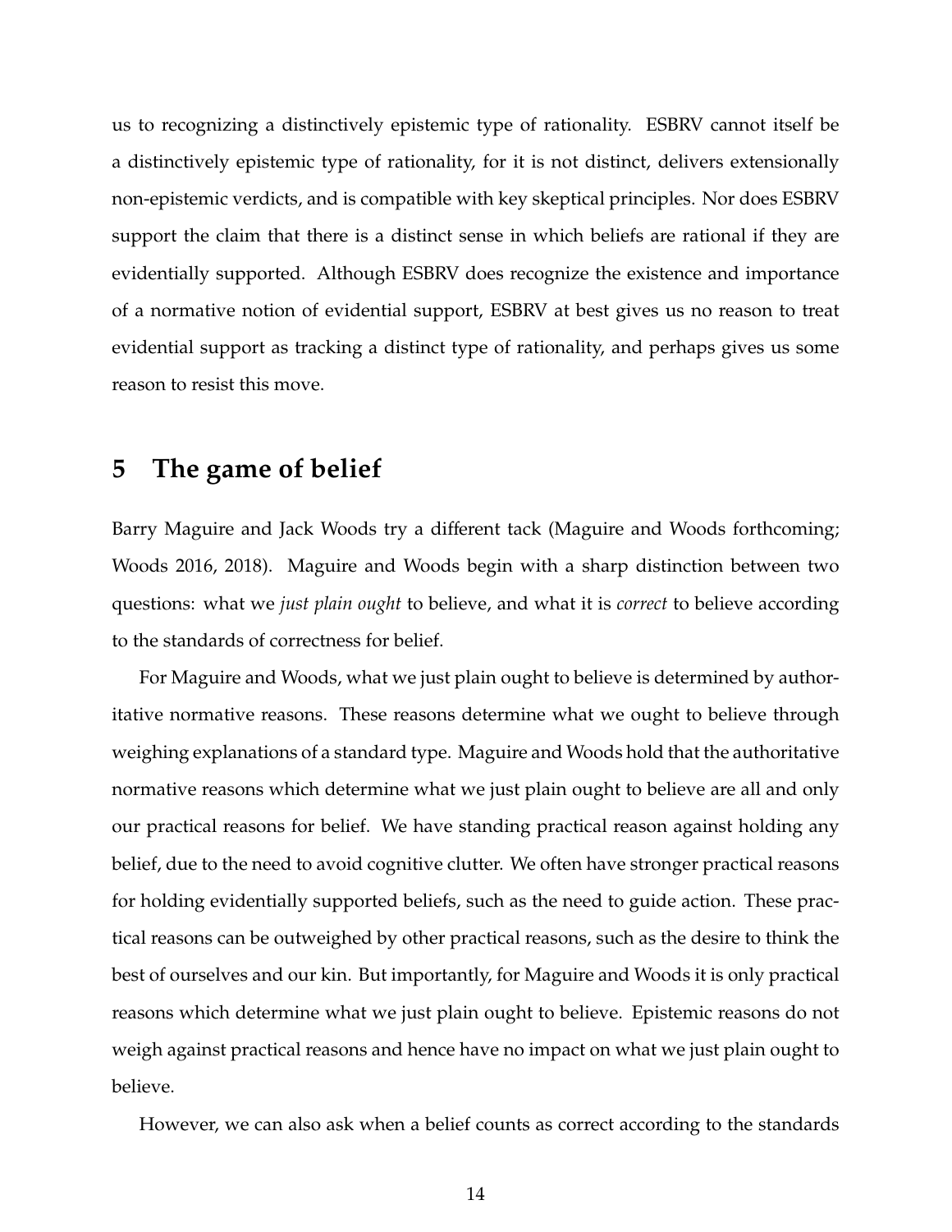us to recognizing a distinctively epistemic type of rationality. ESBRV cannot itself be a distinctively epistemic type of rationality, for it is not distinct, delivers extensionally non-epistemic verdicts, and is compatible with key skeptical principles. Nor does ESBRV support the claim that there is a distinct sense in which beliefs are rational if they are evidentially supported. Although ESBRV does recognize the existence and importance of a normative notion of evidential support, ESBRV at best gives us no reason to treat evidential support as tracking a distinct type of rationality, and perhaps gives us some reason to resist this move.

## 5 The game of belief

Barry Maguire and Jack Woods try a different tack (Maguire and Woods forthcoming; Woods 2016, 2018). Maguire and Woods begin with a sharp distinction between two questions: what we *just plain ought* to believe, and what it is *correct* to believe according to the standards of correctness for belief.

For Maguire and Woods, what we just plain ought to believe is determined by authoritative normative reasons. These reasons determine what we ought to believe through weighing explanations of a standard type. Maguire and Woods hold that the authoritative normative reasons which determine what we just plain ought to believe are all and only our practical reasons for belief. We have standing practical reason against holding any belief, due to the need to avoid cognitive clutter. We often have stronger practical reasons for holding evidentially supported beliefs, such as the need to guide action. These practical reasons can be outweighed by other practical reasons, such as the desire to think the best of ourselves and our kin. But importantly, for Maguire and Woods it is only practical reasons which determine what we just plain ought to believe. Epistemic reasons do not weigh against practical reasons and hence have no impact on what we just plain ought to believe.

However, we can also ask when a belief counts as correct according to the standards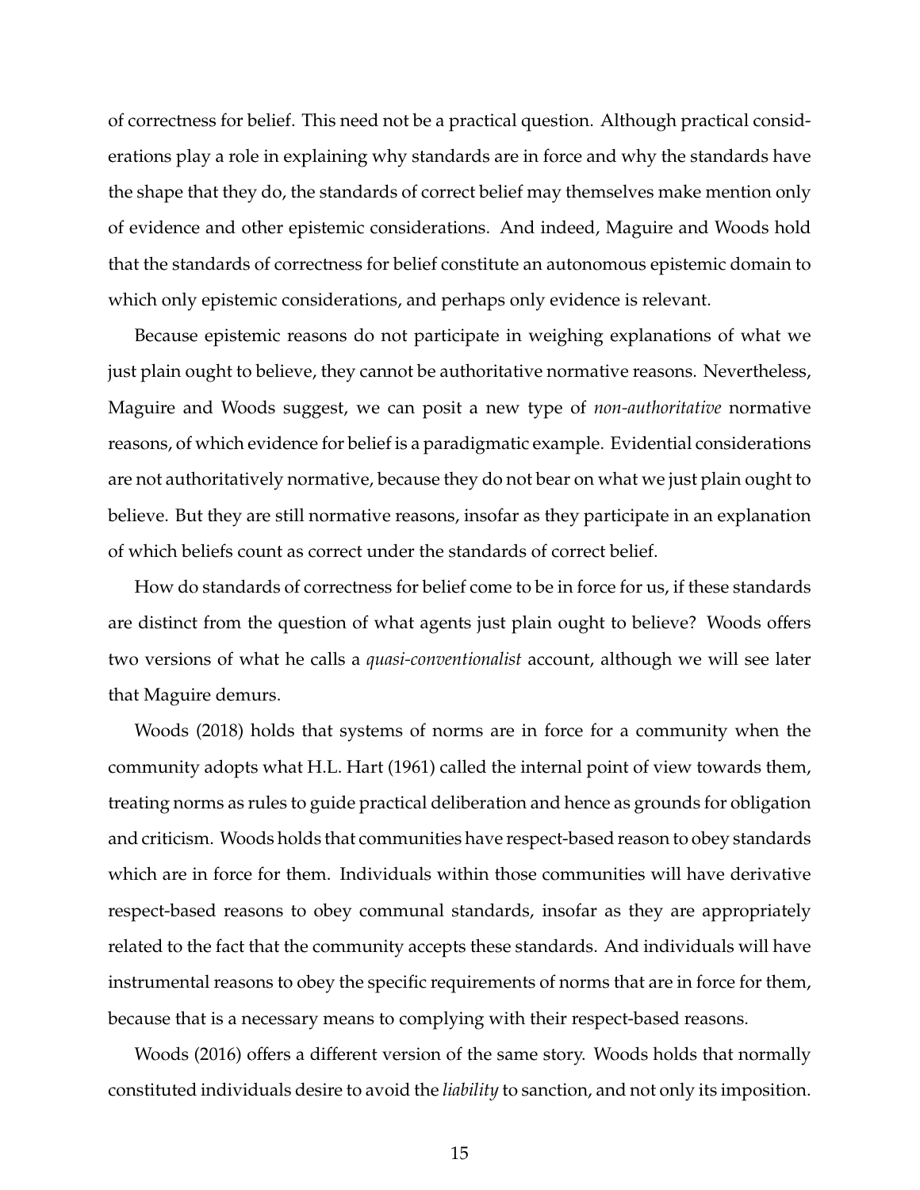of correctness for belief. This need not be a practical question. Although practical considerations play a role in explaining why standards are in force and why the standards have the shape that they do, the standards of correct belief may themselves make mention only of evidence and other epistemic considerations. And indeed, Maguire and Woods hold that the standards of correctness for belief constitute an autonomous epistemic domain to which only epistemic considerations, and perhaps only evidence is relevant.

Because epistemic reasons do not participate in weighing explanations of what we just plain ought to believe, they cannot be authoritative normative reasons. Nevertheless, Maguire and Woods suggest, we can posit a new type of *non-authoritative* normative reasons, of which evidence for belief is a paradigmatic example. Evidential considerations are not authoritatively normative, because they do not bear on what we just plain ought to believe. But they are still normative reasons, insofar as they participate in an explanation of which beliefs count as correct under the standards of correct belief.

How do standards of correctness for belief come to be in force for us, if these standards are distinct from the question of what agents just plain ought to believe? Woods offers two versions of what he calls a *quasi-conventionalist* account, although we will see later that Maguire demurs.

Woods (2018) holds that systems of norms are in force for a community when the community adopts what H.L. Hart (1961) called the internal point of view towards them, treating norms as rules to guide practical deliberation and hence as grounds for obligation and criticism. Woods holds that communities have respect-based reason to obey standards which are in force for them. Individuals within those communities will have derivative respect-based reasons to obey communal standards, insofar as they are appropriately related to the fact that the community accepts these standards. And individuals will have instrumental reasons to obey the specific requirements of norms that are in force for them, because that is a necessary means to complying with their respect-based reasons.

Woods (2016) offers a different version of the same story. Woods holds that normally constituted individuals desire to avoid the *liability* to sanction, and not only its imposition.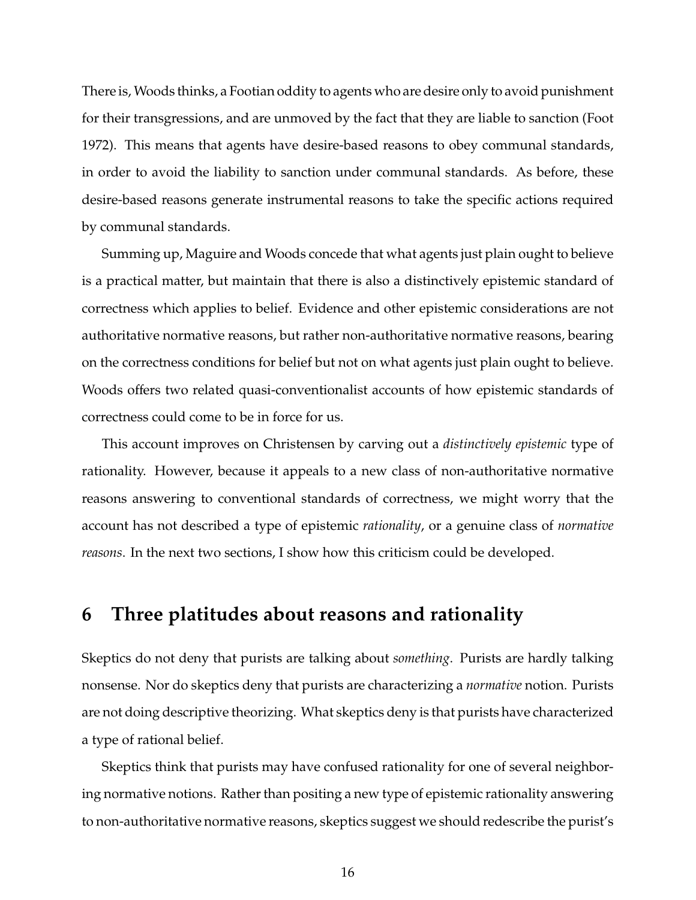There is, Woods thinks, a Footian oddity to agents who are desire only to avoid punishment for their transgressions, and are unmoved by the fact that they are liable to sanction (Foot 1972). This means that agents have desire-based reasons to obey communal standards, in order to avoid the liability to sanction under communal standards. As before, these desire-based reasons generate instrumental reasons to take the specific actions required by communal standards.

Summing up, Maguire and Woods concede that what agents just plain ought to believe is a practical matter, but maintain that there is also a distinctively epistemic standard of correctness which applies to belief. Evidence and other epistemic considerations are not authoritative normative reasons, but rather non-authoritative normative reasons, bearing on the correctness conditions for belief but not on what agents just plain ought to believe. Woods offers two related quasi-conventionalist accounts of how epistemic standards of correctness could come to be in force for us.

This account improves on Christensen by carving out a *distinctively epistemic* type of rationality. However, because it appeals to a new class of non-authoritative normative reasons answering to conventional standards of correctness, we might worry that the account has not described a type of epistemic *rationality*, or a genuine class of *normative reasons*. In the next two sections, I show how this criticism could be developed.

## 6 Three platitudes about reasons and rationality

Skeptics do not deny that purists are talking about *something*. Purists are hardly talking nonsense. Nor do skeptics deny that purists are characterizing a *normative* notion. Purists are not doing descriptive theorizing. What skeptics deny is that purists have characterized a type of rational belief.

Skeptics think that purists may have confused rationality for one of several neighboring normative notions. Rather than positing a new type of epistemic rationality answering to non-authoritative normative reasons, skeptics suggest we should redescribe the purist's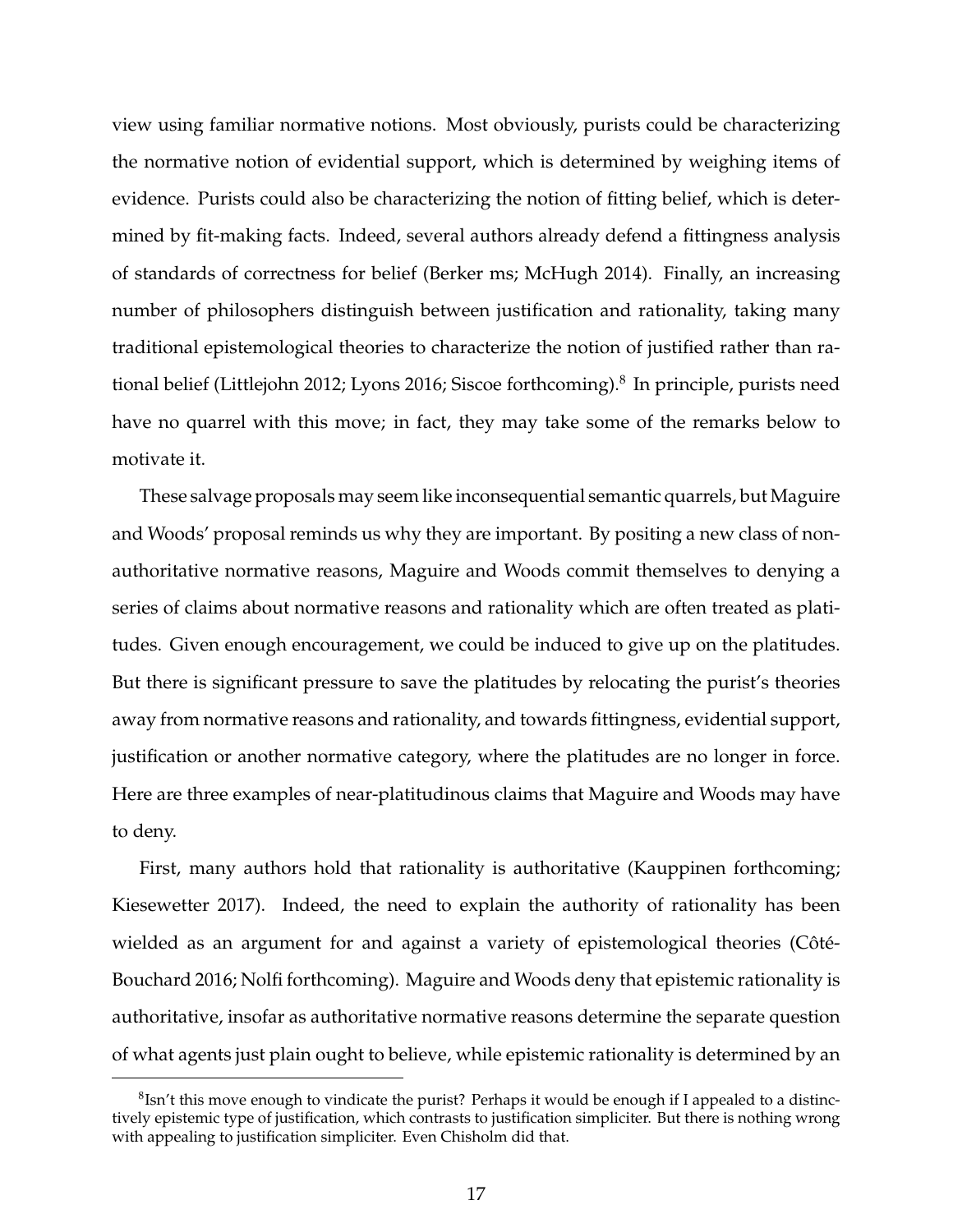view using familiar normative notions. Most obviously, purists could be characterizing the normative notion of evidential support, which is determined by weighing items of evidence. Purists could also be characterizing the notion of fitting belief, which is determined by fit-making facts. Indeed, several authors already defend a fittingness analysis of standards of correctness for belief (Berker ms; McHugh 2014). Finally, an increasing number of philosophers distinguish between justification and rationality, taking many traditional epistemological theories to characterize the notion of justified rather than rational belief (Littlejohn 2012; Lyons 2016; Siscoe forthcoming).[8] In principle, purists need have no quarrel with this move; in fact, they may take some of the remarks below to motivate it.

These salvage proposals may seem like inconsequential semantic quarrels, but Maguire and Woods' proposal reminds us why they are important. By positing a new class of non-authoritative normative reasons, Maguire and Woods commit themselves to denying a series of claims about normative reasons and rationality which are often treated as platitudes. Given enough encouragement, we could be induced to give up on the platitudes. But there is significant pressure to save the platitudes by relocating the purist's theories away from normative reasons and rationality, and towards fittingness, evidential support, justification or another normative category, where the platitudes are no longer in force. Here are three examples of near-platitudinous claims that Maguire and Woods may have to deny.

First, many authors hold that rationality is authoritative (Kauppinen forthcoming; Kiesewetter 2017). Indeed, the need to explain the authority of rationality has been wielded as an argument for and against a variety of epistemological theories (Côté-Bouchard 2016; Nolfi forthcoming). Maguire and Woods deny that epistemic rationality is authoritative, insofar as authoritative normative reasons determine the separate question of what agents just plain ought to believe, while epistemic rationality is determined by an

[8] Isn't this move enough to vindicate the purist? Perhaps it would be enough if I appealed to a distinctively epistemic type of justification, which contrasts to justification simpliciter. But there is nothing wrong with appealing to justification simpliciter. Even Chisholm did that.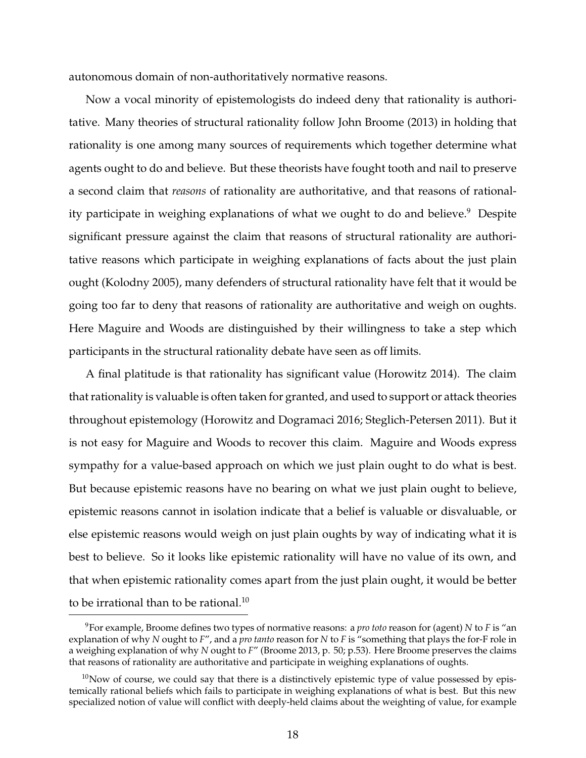autonomous domain of non-authoritatively normative reasons.

Now a vocal minority of epistemologists do indeed deny that rationality is authoritative. Many theories of structural rationality follow John Broome (2013) in holding that rationality is one among many sources of requirements which together determine what agents ought to do and believe. But these theorists have fought tooth and nail to preserve a second claim that *reasons* of rationality are authoritative, and that reasons of rationality participate in weighing explanations of what we ought to do and believe.[9] Despite significant pressure against the claim that reasons of structural rationality are authoritative reasons which participate in weighing explanations of facts about the just plain ought (Kolodny 2005), many defenders of structural rationality have felt that it would be going too far to deny that reasons of rationality are authoritative and weigh on oughts. Here Maguire and Woods are distinguished by their willingness to take a step which participants in the structural rationality debate have seen as off limits.

A final platitude is that rationality has significant value (Horowitz 2014). The claim that rationality is valuable is often taken for granted, and used to support or attack theories throughout epistemology (Horowitz and Dogramaci 2016; Steglich-Petersen 2011). But it is not easy for Maguire and Woods to recover this claim. Maguire and Woods express sympathy for a value-based approach on which we just plain ought to do what is best. But because epistemic reasons have no bearing on what we just plain ought to believe, epistemic reasons cannot in isolation indicate that a belief is valuable or disvaluable, or else epistemic reasons would weigh on just plain oughts by way of indicating what it is best to believe. So it looks like epistemic rationality will have no value of its own, and that when epistemic rationality comes apart from the just plain ought, it would be better to be irrational than to be rational.[10]

[9]For example, Broome defines two types of normative reasons: a *pro toto* reason for (agent) *N* to *F* is "an explanation of why *N* ought to *F*", and a *pro tanto* reason for *N* to *F* is "something that plays the for-F role in a weighing explanation of why *N* ought to *F*" (Broome 2013, p. 50; p.53). Here Broome preserves the claims that reasons of rationality are authoritative and participate in weighing explanations of oughts.

[10]Now of course, we could say that there is a distinctively epistemic type of value possessed by epistemically rational beliefs which fails to participate in weighing explanations of what is best. But this new specialized notion of value will conflict with deeply-held claims about the weighting of value, for example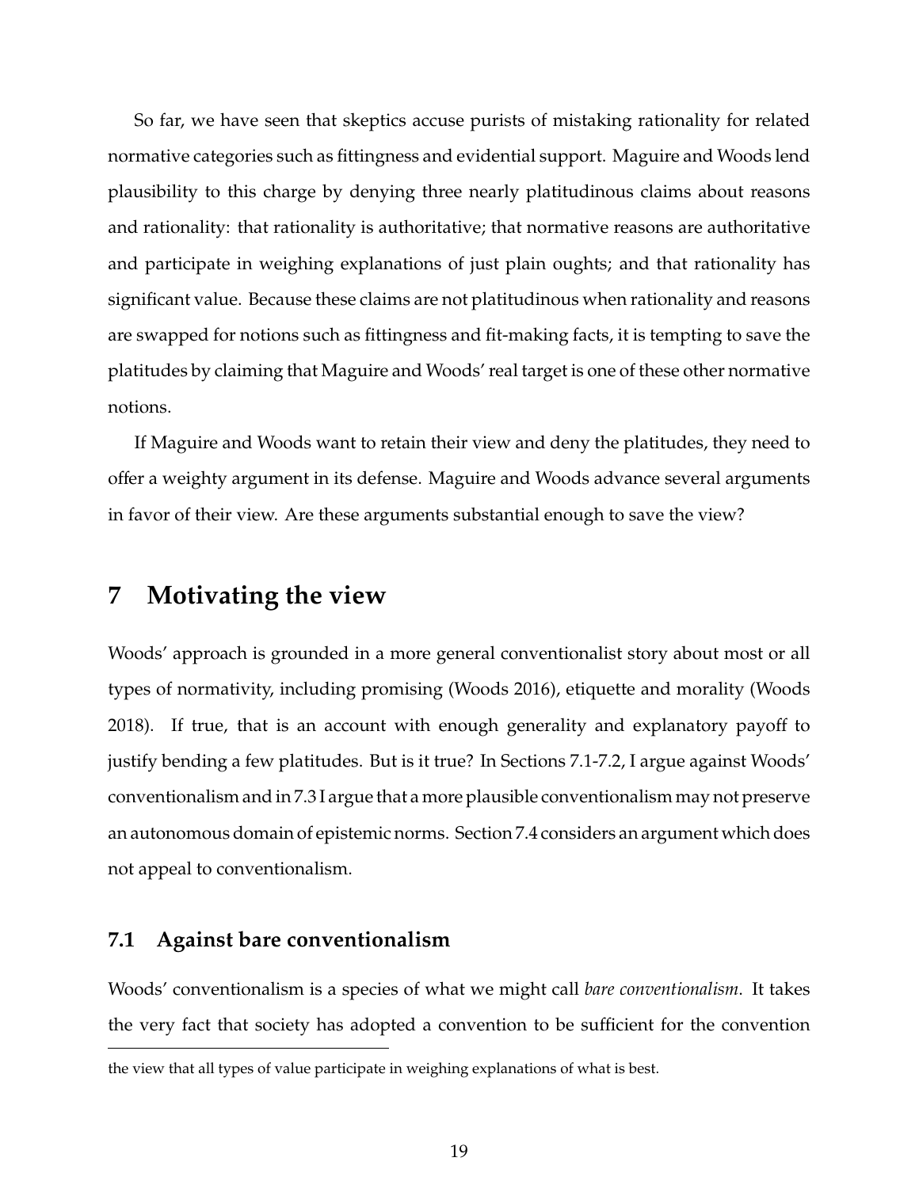So far, we have seen that skeptics accuse purists of mistaking rationality for related normative categories such as fittingness and evidential support. Maguire and Woods lend plausibility to this charge by denying three nearly platitudinous claims about reasons and rationality: that rationality is authoritative; that normative reasons are authoritative and participate in weighing explanations of just plain oughts; and that rationality has significant value. Because these claims are not platitudinous when rationality and reasons are swapped for notions such as fittingness and fit-making facts, it is tempting to save the platitudes by claiming that Maguire and Woods' real target is one of these other normative notions.

If Maguire and Woods want to retain their view and deny the platitudes, they need to offer a weighty argument in its defense. Maguire and Woods advance several arguments in favor of their view. Are these arguments substantial enough to save the view?

## 7 Motivating the view

Woods' approach is grounded in a more general conventionalist story about most or all types of normativity, including promising (Woods 2016), etiquette and morality (Woods 2018). If true, that is an account with enough generality and explanatory payoff to justify bending a few platitudes. But is it true? In Sections 7.1-7.2, I argue against Woods' conventionalism and in 7.3 I argue that a more plausible conventionalism may not preserve an autonomous domain of epistemic norms. Section 7.4 considers an argument which does not appeal to conventionalism.

### 7.1 Against bare conventionalism

Woods' conventionalism is a species of what we might call *bare conventionalism*. It takes the very fact that society has adopted a convention to be sufficient for the convention

---

the view that all types of value participate in weighing explanations of what is best.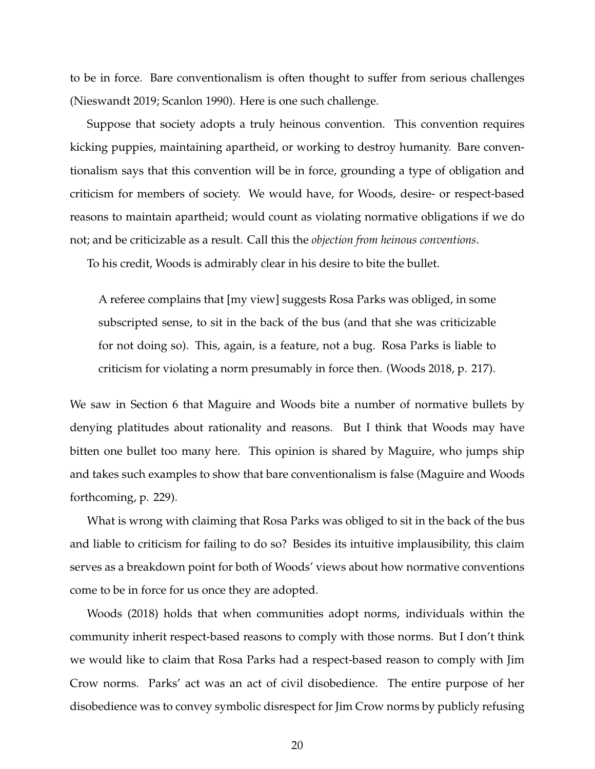to be in force. Bare conventionalism is often thought to suffer from serious challenges (Nieswandt 2019; Scanlon 1990). Here is one such challenge.

Suppose that society adopts a truly heinous convention. This convention requires kicking puppies, maintaining apartheid, or working to destroy humanity. Bare conventionalism says that this convention will be in force, grounding a type of obligation and criticism for members of society. We would have, for Woods, desire- or respect-based reasons to maintain apartheid; would count as violating normative obligations if we do not; and be criticizable as a result. Call this the *objection from heinous conventions*.

To his credit, Woods is admirably clear in his desire to bite the bullet.

> A referee complains that [my view] suggests Rosa Parks was obliged, in some subscripted sense, to sit in the back of the bus (and that she was criticizable for not doing so). This, again, is a feature, not a bug. Rosa Parks is liable to criticism for violating a norm presumably in force then. (Woods 2018, p. 217).

We saw in Section 6 that Maguire and Woods bite a number of normative bullets by denying platitudes about rationality and reasons. But I think that Woods may have bitten one bullet too many here. This opinion is shared by Maguire, who jumps ship and takes such examples to show that bare conventionalism is false (Maguire and Woods forthcoming, p. 229).

What is wrong with claiming that Rosa Parks was obliged to sit in the back of the bus and liable to criticism for failing to do so? Besides its intuitive implausibility, this claim serves as a breakdown point for both of Woods' views about how normative conventions come to be in force for us once they are adopted.

Woods (2018) holds that when communities adopt norms, individuals within the community inherit respect-based reasons to comply with those norms. But I don't think we would like to claim that Rosa Parks had a respect-based reason to comply with Jim Crow norms. Parks' act was an act of civil disobedience. The entire purpose of her disobedience was to convey symbolic disrespect for Jim Crow norms by publicly refusing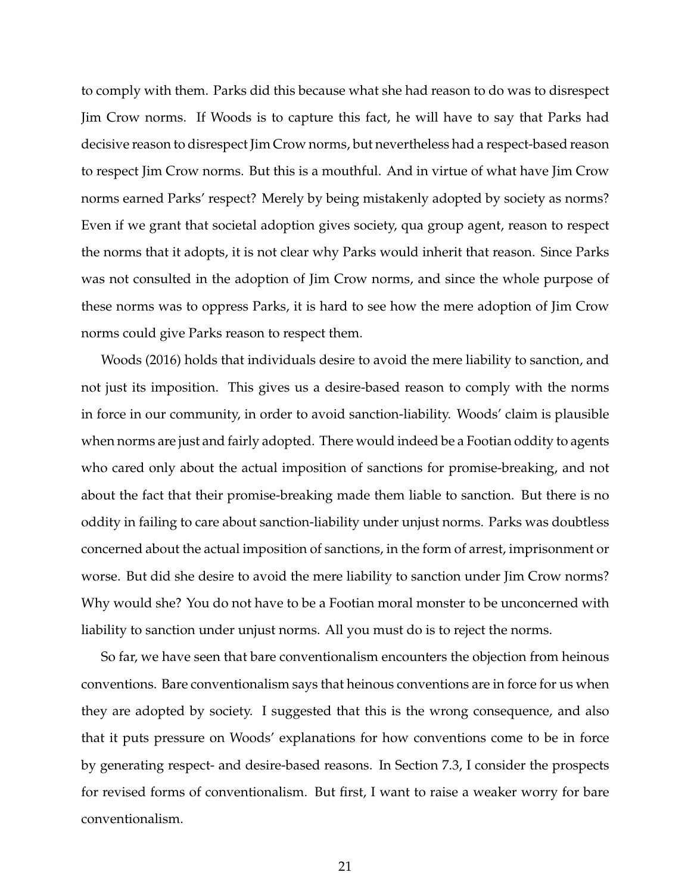to comply with them. Parks did this because what she had reason to do was to disrespect Jim Crow norms. If Woods is to capture this fact, he will have to say that Parks had decisive reason to disrespect Jim Crow norms, but nevertheless had a respect-based reason to respect Jim Crow norms. But this is a mouthful. And in virtue of what have Jim Crow norms earned Parks' respect? Merely by being mistakenly adopted by society as norms? Even if we grant that societal adoption gives society, qua group agent, reason to respect the norms that it adopts, it is not clear why Parks would inherit that reason. Since Parks was not consulted in the adoption of Jim Crow norms, and since the whole purpose of these norms was to oppress Parks, it is hard to see how the mere adoption of Jim Crow norms could give Parks reason to respect them.

Woods (2016) holds that individuals desire to avoid the mere liability to sanction, and not just its imposition. This gives us a desire-based reason to comply with the norms in force in our community, in order to avoid sanction-liability. Woods' claim is plausible when norms are just and fairly adopted. There would indeed be a Footian oddity to agents who cared only about the actual imposition of sanctions for promise-breaking, and not about the fact that their promise-breaking made them liable to sanction. But there is no oddity in failing to care about sanction-liability under unjust norms. Parks was doubtless concerned about the actual imposition of sanctions, in the form of arrest, imprisonment or worse. But did she desire to avoid the mere liability to sanction under Jim Crow norms? Why would she? You do not have to be a Footian moral monster to be unconcerned with liability to sanction under unjust norms. All you must do is to reject the norms.

So far, we have seen that bare conventionalism encounters the objection from heinous conventions. Bare conventionalism says that heinous conventions are in force for us when they are adopted by society. I suggested that this is the wrong consequence, and also that it puts pressure on Woods' explanations for how conventions come to be in force by generating respect- and desire-based reasons. In Section 7.3, I consider the prospects for revised forms of conventionalism. But first, I want to raise a weaker worry for bare conventionalism.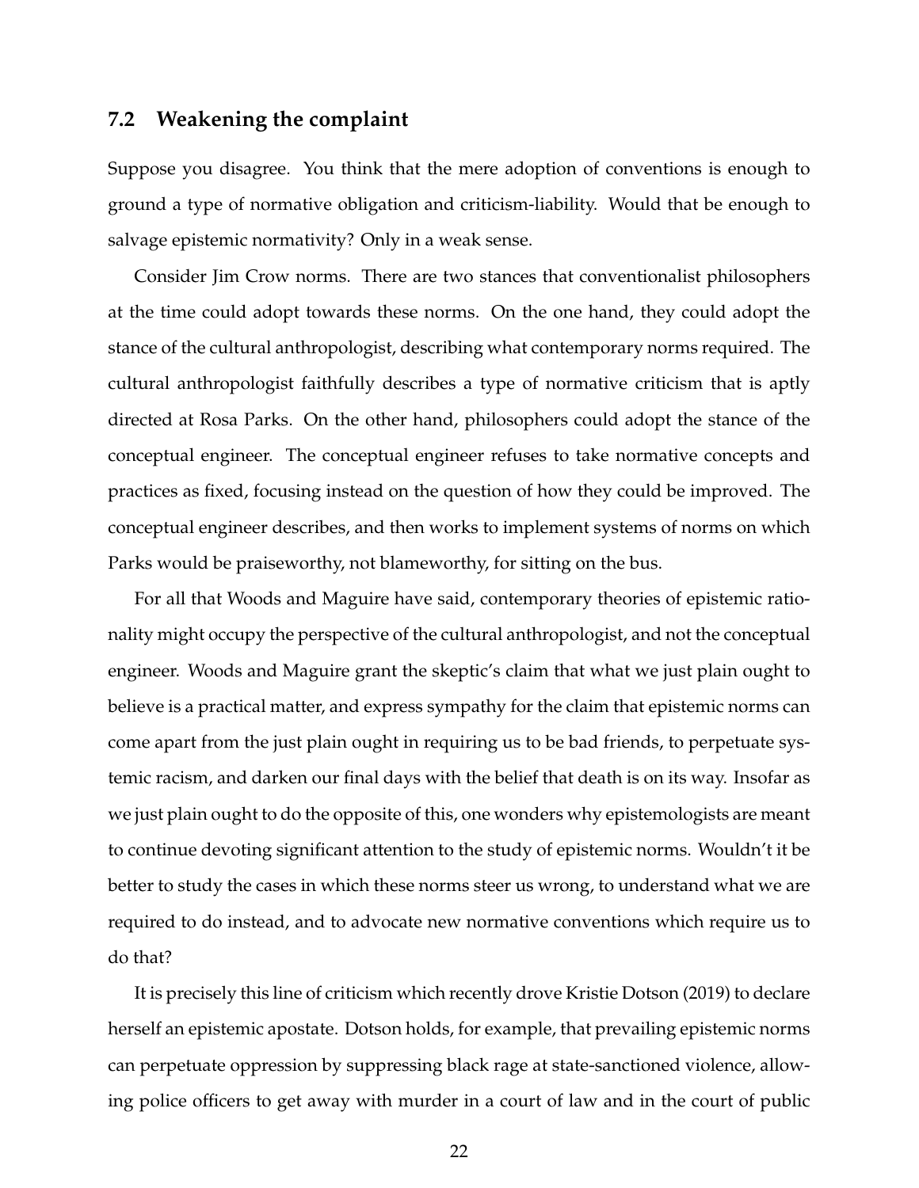### 7.2 Weakening the complaint

Suppose you disagree. You think that the mere adoption of conventions is enough to ground a type of normative obligation and criticism-liability. Would that be enough to salvage epistemic normativity? Only in a weak sense.

Consider Jim Crow norms. There are two stances that conventionalist philosophers at the time could adopt towards these norms. On the one hand, they could adopt the stance of the cultural anthropologist, describing what contemporary norms required. The cultural anthropologist faithfully describes a type of normative criticism that is aptly directed at Rosa Parks. On the other hand, philosophers could adopt the stance of the conceptual engineer. The conceptual engineer refuses to take normative concepts and practices as fixed, focusing instead on the question of how they could be improved. The conceptual engineer describes, and then works to implement systems of norms on which Parks would be praiseworthy, not blameworthy, for sitting on the bus.

For all that Woods and Maguire have said, contemporary theories of epistemic rationality might occupy the perspective of the cultural anthropologist, and not the conceptual engineer. Woods and Maguire grant the skeptic's claim that what we just plain ought to believe is a practical matter, and express sympathy for the claim that epistemic norms can come apart from the just plain ought in requiring us to be bad friends, to perpetuate systemic racism, and darken our final days with the belief that death is on its way. Insofar as we just plain ought to do the opposite of this, one wonders why epistemologists are meant to continue devoting significant attention to the study of epistemic norms. Wouldn't it be better to study the cases in which these norms steer us wrong, to understand what we are required to do instead, and to advocate new normative conventions which require us to do that?

It is precisely this line of criticism which recently drove Kristie Dotson (2019) to declare herself an epistemic apostate. Dotson holds, for example, that prevailing epistemic norms can perpetuate oppression by suppressing black rage at state-sanctioned violence, allowing police officers to get away with murder in a court of law and in the court of public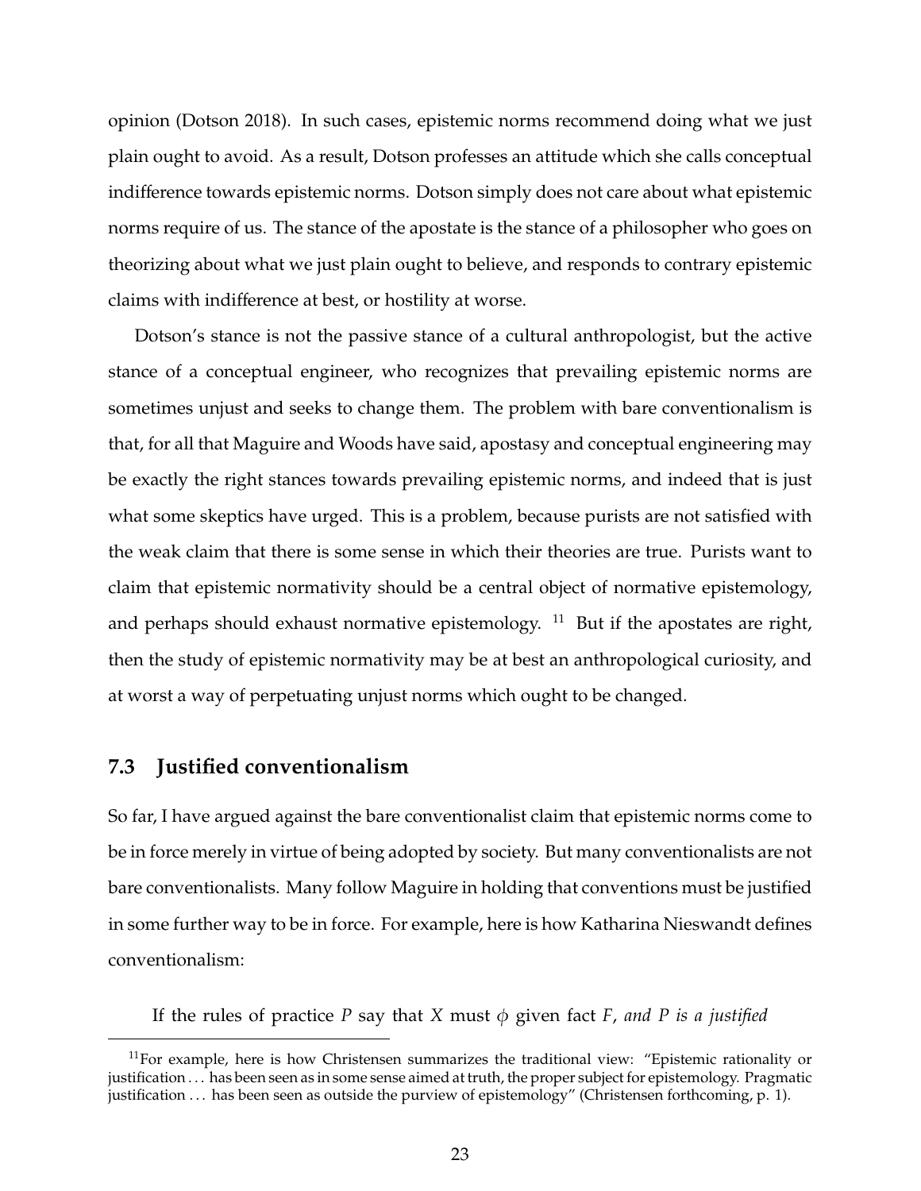opinion (Dotson 2018). In such cases, epistemic norms recommend doing what we just plain ought to avoid. As a result, Dotson professes an attitude which she calls conceptual indifference towards epistemic norms. Dotson simply does not care about what epistemic norms require of us. The stance of the apostate is the stance of a philosopher who goes on theorizing about what we just plain ought to believe, and responds to contrary epistemic claims with indifference at best, or hostility at worse.

Dotson's stance is not the passive stance of a cultural anthropologist, but the active stance of a conceptual engineer, who recognizes that prevailing epistemic norms are sometimes unjust and seeks to change them. The problem with bare conventionalism is that, for all that Maguire and Woods have said, apostasy and conceptual engineering may be exactly the right stances towards prevailing epistemic norms, and indeed that is just what some skeptics have urged. This is a problem, because purists are not satisfied with the weak claim that there is some sense in which their theories are true. Purists want to claim that epistemic normativity should be a central object of normative epistemology, and perhaps should exhaust normative epistemology. [11] But if the apostates are right, then the study of epistemic normativity may be at best an anthropological curiosity, and at worst a way of perpetuating unjust norms which ought to be changed.

### 7.3 Justified conventionalism

So far, I have argued against the bare conventionalist claim that epistemic norms come to be in force merely in virtue of being adopted by society. But many conventionalists are not bare conventionalists. Many follow Maguire in holding that conventions must be justified in some further way to be in force. For example, here is how Katharina Nieswandt defines conventionalism:

> If the rules of practice $P$ say that $X$ must $\phi$ given fact $F$, *and $P$ is a justified*

[11] For example, here is how Christensen summarizes the traditional view: "Epistemic rationality or justification ... has been seen as in some sense aimed at truth, the proper subject for epistemology. Pragmatic justification ... has been seen as outside the purview of epistemology" (Christensen forthcoming, p. 1).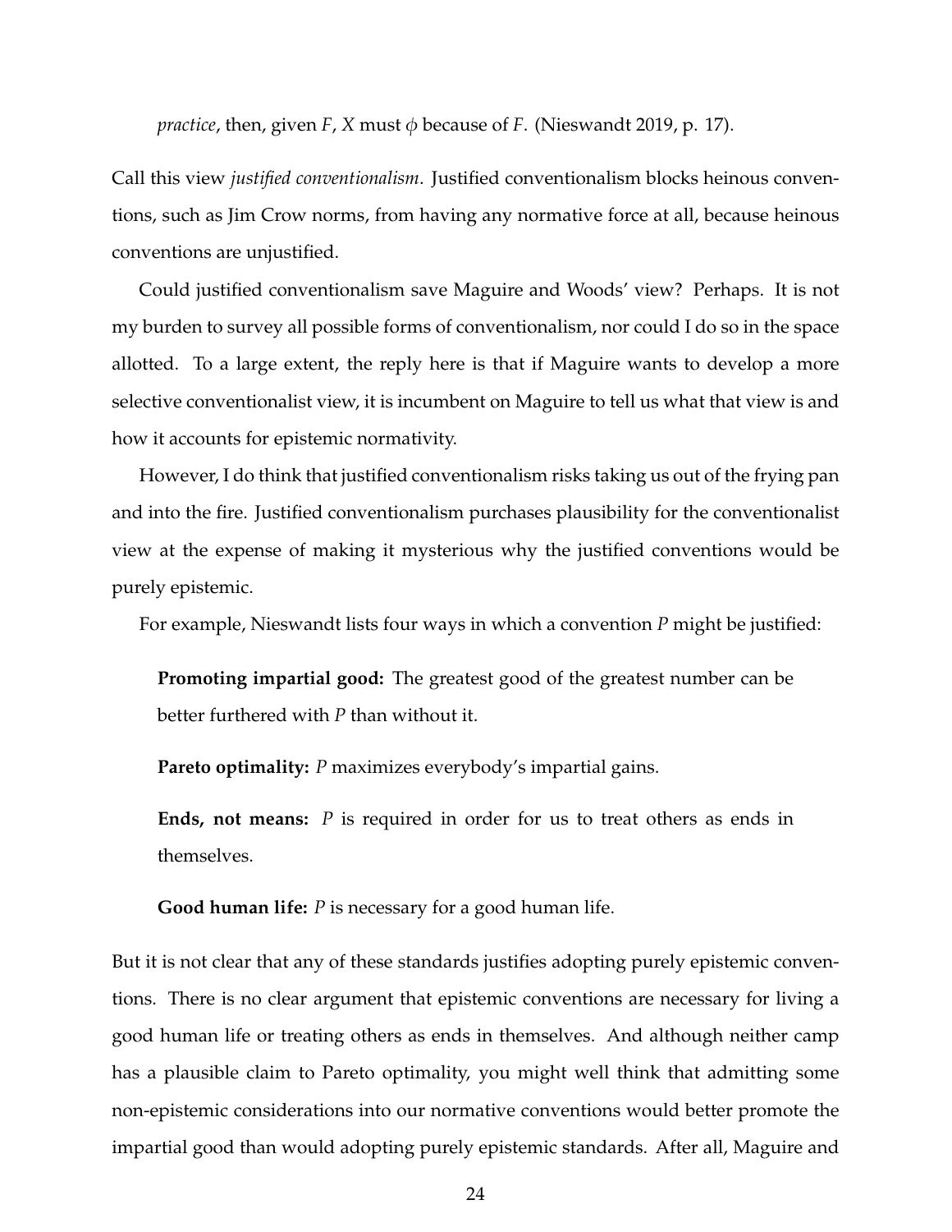*practice*, then, given $F$, $X$ must $\phi$ because of $F$. (Nieswandt 2019, p. 17).

Call this view *justified conventionalism*. Justified conventionalism blocks heinous conventions, such as Jim Crow norms, from having any normative force at all, because heinous conventions are unjustified.

Could justified conventionalism save Maguire and Woods' view? Perhaps. It is not my burden to survey all possible forms of conventionalism, nor could I do so in the space allotted. To a large extent, the reply here is that if Maguire wants to develop a more selective conventionalist view, it is incumbent on Maguire to tell us what that view is and how it accounts for epistemic normativity.

However, I do think that justified conventionalism risks taking us out of the frying pan and into the fire. Justified conventionalism purchases plausibility for the conventionalist view at the expense of making it mysterious why the justified conventions would be purely epistemic.

For example, Nieswandt lists four ways in which a convention $P$ might be justified:

> **Promoting impartial good:** The greatest good of the greatest number can be better furthered with $P$ than without it.
>
> **Pareto optimality:** $P$ maximizes everybody's impartial gains.
>
> **Ends, not means:** $P$ is required in order for us to treat others as ends in themselves.
>
> **Good human life:** $P$ is necessary for a good human life.

But it is not clear that any of these standards justifies adopting purely epistemic conventions. There is no clear argument that epistemic conventions are necessary for living a good human life or treating others as ends in themselves. And although neither camp has a plausible claim to Pareto optimality, you might well think that admitting some non-epistemic considerations into our normative conventions would better promote the impartial good than would adopting purely epistemic standards. After all, Maguire and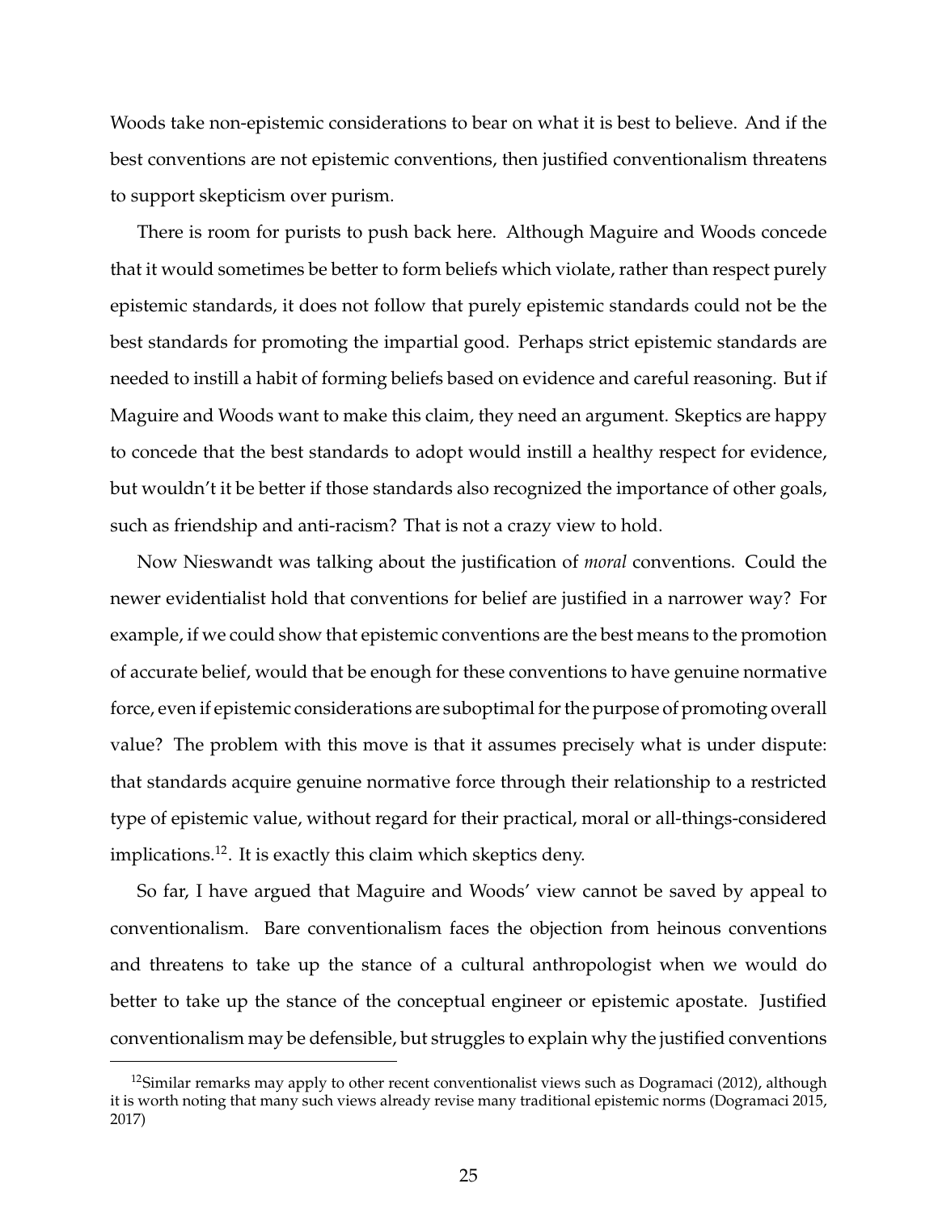Woods take non-epistemic considerations to bear on what it is best to believe. And if the best conventions are not epistemic conventions, then justified conventionalism threatens to support skepticism over purism.

There is room for purists to push back here. Although Maguire and Woods concede that it would sometimes be better to form beliefs which violate, rather than respect purely epistemic standards, it does not follow that purely epistemic standards could not be the best standards for promoting the impartial good. Perhaps strict epistemic standards are needed to instill a habit of forming beliefs based on evidence and careful reasoning. But if Maguire and Woods want to make this claim, they need an argument. Skeptics are happy to concede that the best standards to adopt would instill a healthy respect for evidence, but wouldn't it be better if those standards also recognized the importance of other goals, such as friendship and anti-racism? That is not a crazy view to hold.

Now Nieswandt was talking about the justification of *moral* conventions. Could the newer evidentialist hold that conventions for belief are justified in a narrower way? For example, if we could show that epistemic conventions are the best means to the promotion of accurate belief, would that be enough for these conventions to have genuine normative force, even if epistemic considerations are suboptimal for the purpose of promoting overall value? The problem with this move is that it assumes precisely what is under dispute: that standards acquire genuine normative force through their relationship to a restricted type of epistemic value, without regard for their practical, moral or all-things-considered implications.[12]. It is exactly this claim which skeptics deny.

So far, I have argued that Maguire and Woods' view cannot be saved by appeal to conventionalism. Bare conventionalism faces the objection from heinous conventions and threatens to take up the stance of a cultural anthropologist when we would do better to take up the stance of the conceptual engineer or epistemic apostate. Justified conventionalism may be defensible, but struggles to explain why the justified conventions

[12]Similar remarks may apply to other recent conventionalist views such as Dogramaci (2012), although it is worth noting that many such views already revise many traditional epistemic norms (Dogramaci 2015, 2017)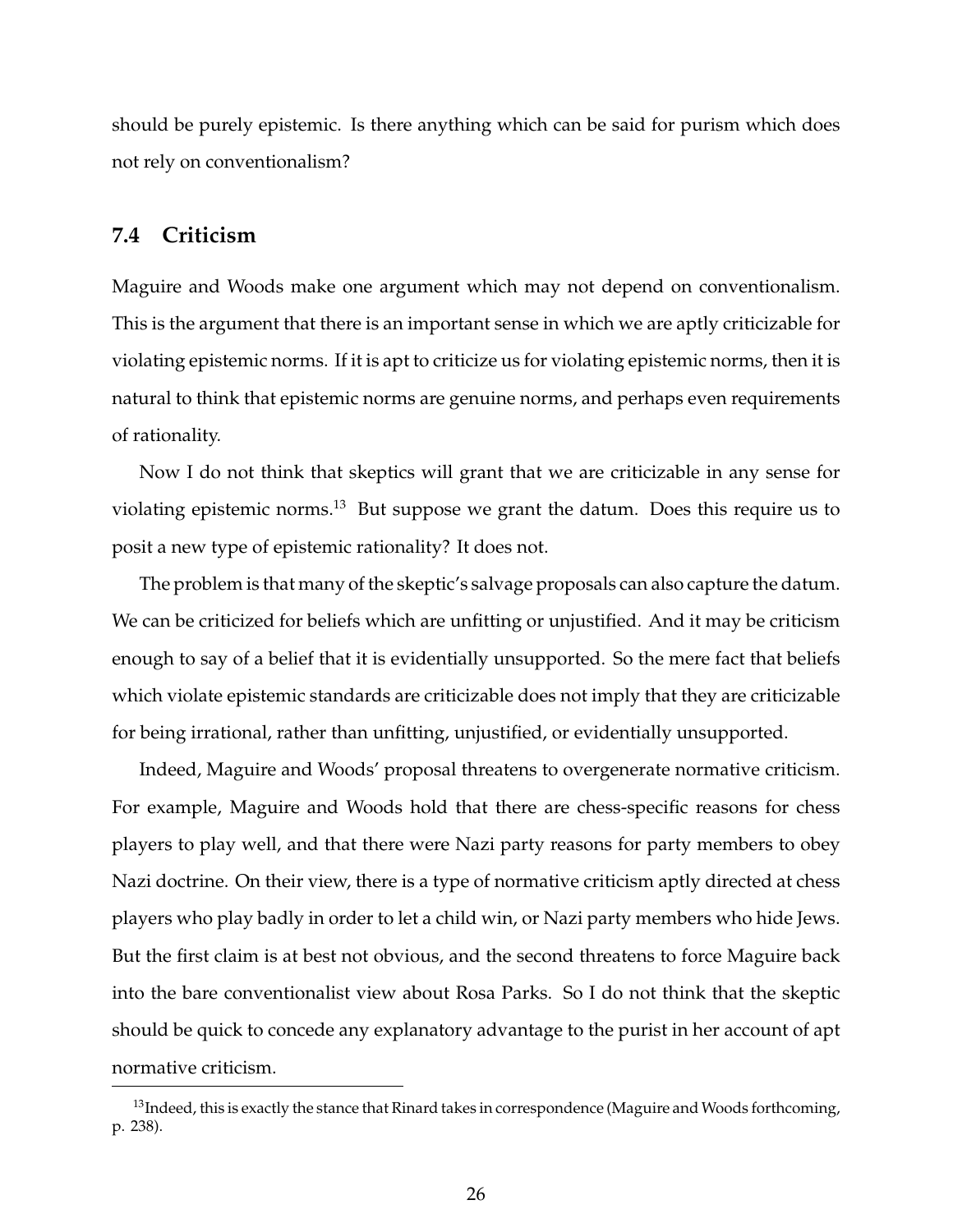should be purely epistemic. Is there anything which can be said for purism which does not rely on conventionalism?

### 7.4 Criticism

Maguire and Woods make one argument which may not depend on conventionalism. This is the argument that there is an important sense in which we are aptly criticizable for violating epistemic norms. If it is apt to criticize us for violating epistemic norms, then it is natural to think that epistemic norms are genuine norms, and perhaps even requirements of rationality.

Now I do not think that skeptics will grant that we are criticizable in any sense for violating epistemic norms.[13] But suppose we grant the datum. Does this require us to posit a new type of epistemic rationality? It does not.

The problem is that many of the skeptic's salvage proposals can also capture the datum. We can be criticized for beliefs which are unfitting or unjustified. And it may be criticism enough to say of a belief that it is evidentially unsupported. So the mere fact that beliefs which violate epistemic standards are criticizable does not imply that they are criticizable for being irrational, rather than unfitting, unjustified, or evidentially unsupported.

Indeed, Maguire and Woods' proposal threatens to overgenerate normative criticism. For example, Maguire and Woods hold that there are chess-specific reasons for chess players to play well, and that there were Nazi party reasons for party members to obey Nazi doctrine. On their view, there is a type of normative criticism aptly directed at chess players who play badly in order to let a child win, or Nazi party members who hide Jews. But the first claim is at best not obvious, and the second threatens to force Maguire back into the bare conventionalist view about Rosa Parks. So I do not think that the skeptic should be quick to concede any explanatory advantage to the purist in her account of apt normative criticism.

[13] Indeed, this is exactly the stance that Rinard takes in correspondence (Maguire and Woods forthcoming, p. 238).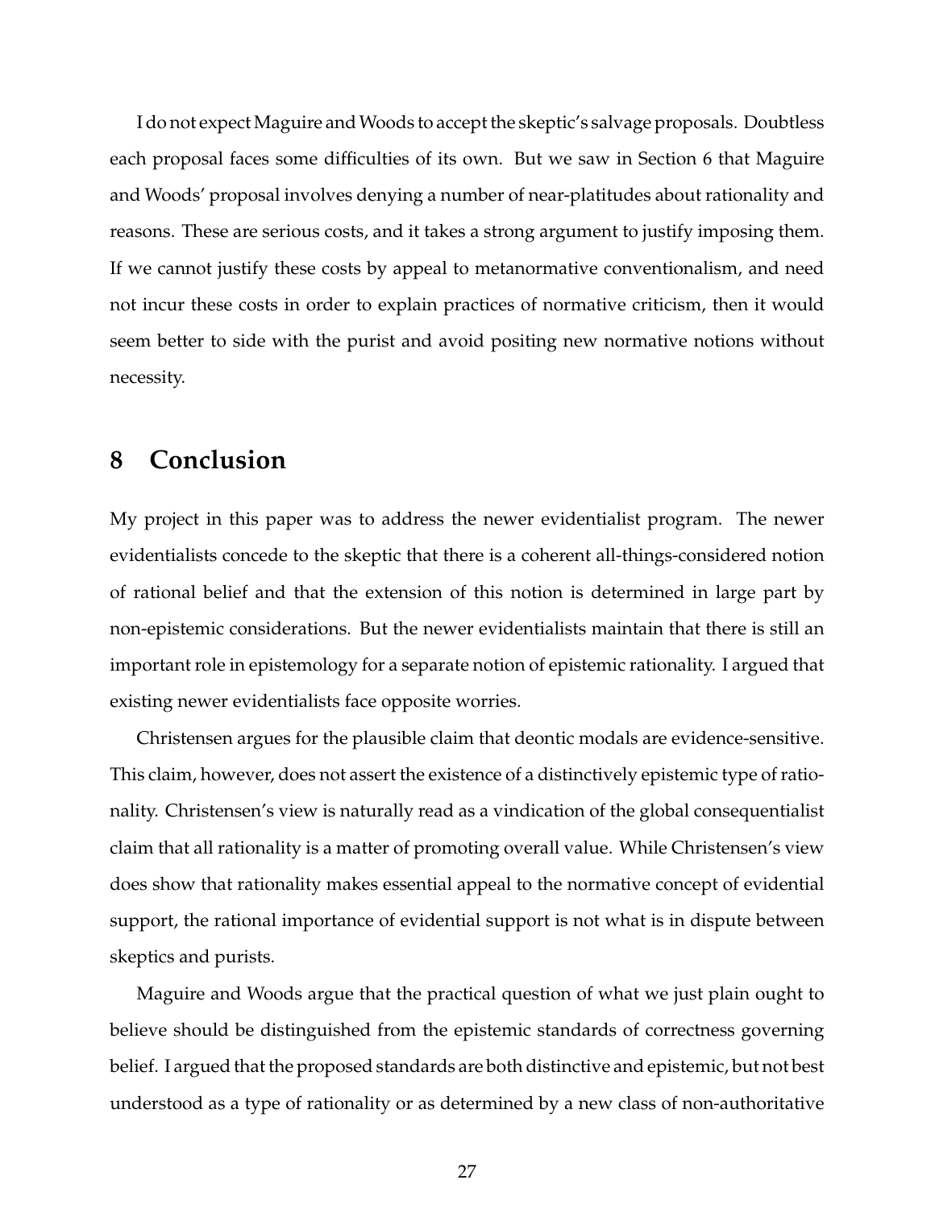I do not expect Maguire and Woods to accept the skeptic's salvage proposals. Doubtless each proposal faces some difficulties of its own. But we saw in Section 6 that Maguire and Woods' proposal involves denying a number of near-platitudes about rationality and reasons. These are serious costs, and it takes a strong argument to justify imposing them. If we cannot justify these costs by appeal to metanormative conventionalism, and need not incur these costs in order to explain practices of normative criticism, then it would seem better to side with the purist and avoid positing new normative notions without necessity.

# 8 Conclusion

My project in this paper was to address the newer evidentialist program. The newer evidentialists concede to the skeptic that there is a coherent all-things-considered notion of rational belief and that the extension of this notion is determined in large part by non-epistemic considerations. But the newer evidentialists maintain that there is still an important role in epistemology for a separate notion of epistemic rationality. I argued that existing newer evidentialists face opposite worries.

Christensen argues for the plausible claim that deontic modals are evidence-sensitive. This claim, however, does not assert the existence of a distinctively epistemic type of rationality. Christensen's view is naturally read as a vindication of the global consequentialist claim that all rationality is a matter of promoting overall value. While Christensen's view does show that rationality makes essential appeal to the normative concept of evidential support, the rational importance of evidential support is not what is in dispute between skeptics and purists.

Maguire and Woods argue that the practical question of what we just plain ought to believe should be distinguished from the epistemic standards of correctness governing belief. I argued that the proposed standards are both distinctive and epistemic, but not best understood as a type of rationality or as determined by a new class of non-authoritative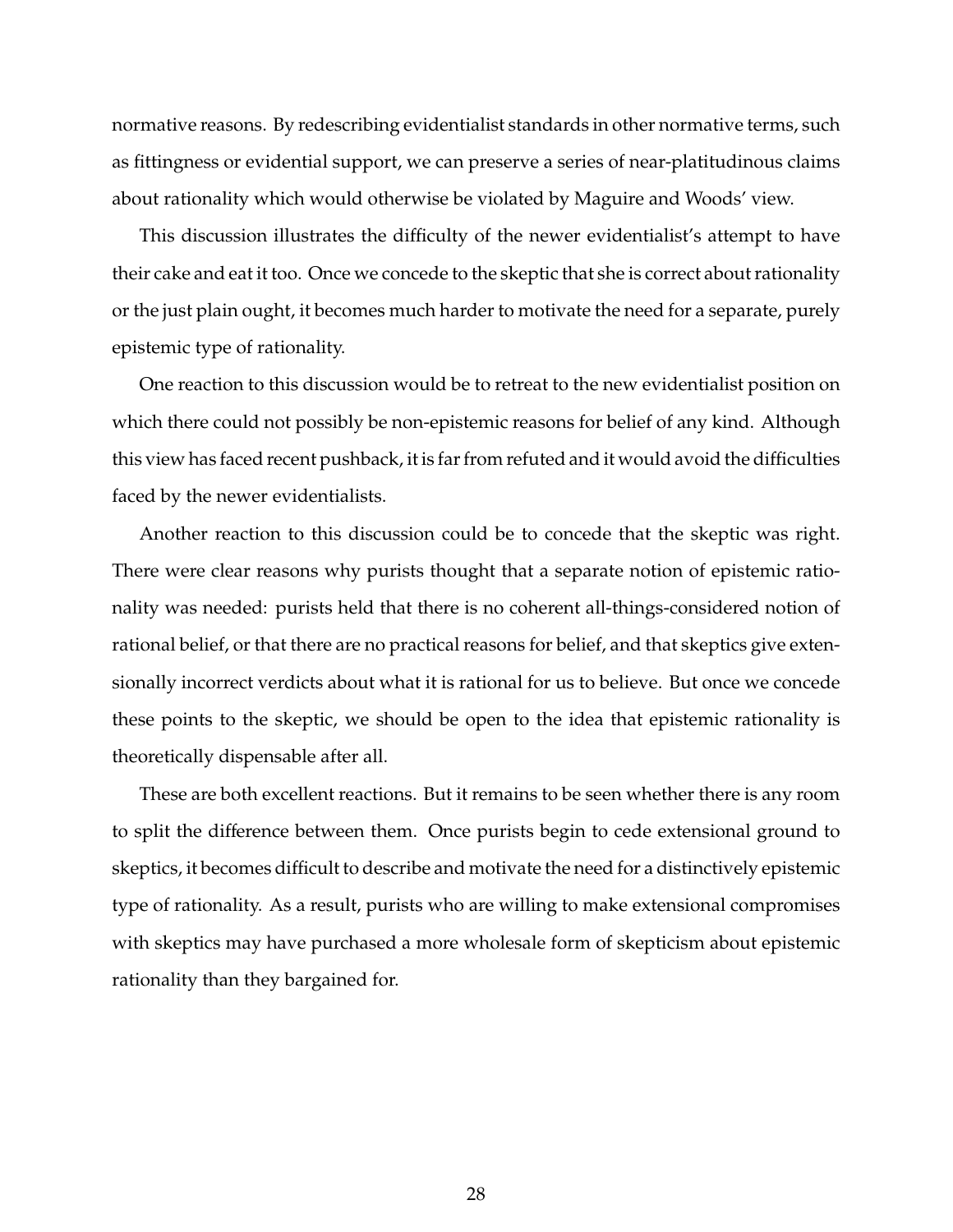normative reasons. By redescribing evidentialist standards in other normative terms, such as fittingness or evidential support, we can preserve a series of near-platitudinous claims about rationality which would otherwise be violated by Maguire and Woods' view.

This discussion illustrates the difficulty of the newer evidentialist's attempt to have their cake and eat it too. Once we concede to the skeptic that she is correct about rationality or the just plain ought, it becomes much harder to motivate the need for a separate, purely epistemic type of rationality.

One reaction to this discussion would be to retreat to the new evidentialist position on which there could not possibly be non-epistemic reasons for belief of any kind. Although this view has faced recent pushback, it is far from refuted and it would avoid the difficulties faced by the newer evidentialists.

Another reaction to this discussion could be to concede that the skeptic was right. There were clear reasons why purists thought that a separate notion of epistemic rationality was needed: purists held that there is no coherent all-things-considered notion of rational belief, or that there are no practical reasons for belief, and that skeptics give extensionally incorrect verdicts about what it is rational for us to believe. But once we concede these points to the skeptic, we should be open to the idea that epistemic rationality is theoretically dispensable after all.

These are both excellent reactions. But it remains to be seen whether there is any room to split the difference between them. Once purists begin to cede extensional ground to skeptics, it becomes difficult to describe and motivate the need for a distinctively epistemic type of rationality. As a result, purists who are willing to make extensional compromises with skeptics may have purchased a more wholesale form of skepticism about epistemic rationality than they bargained for.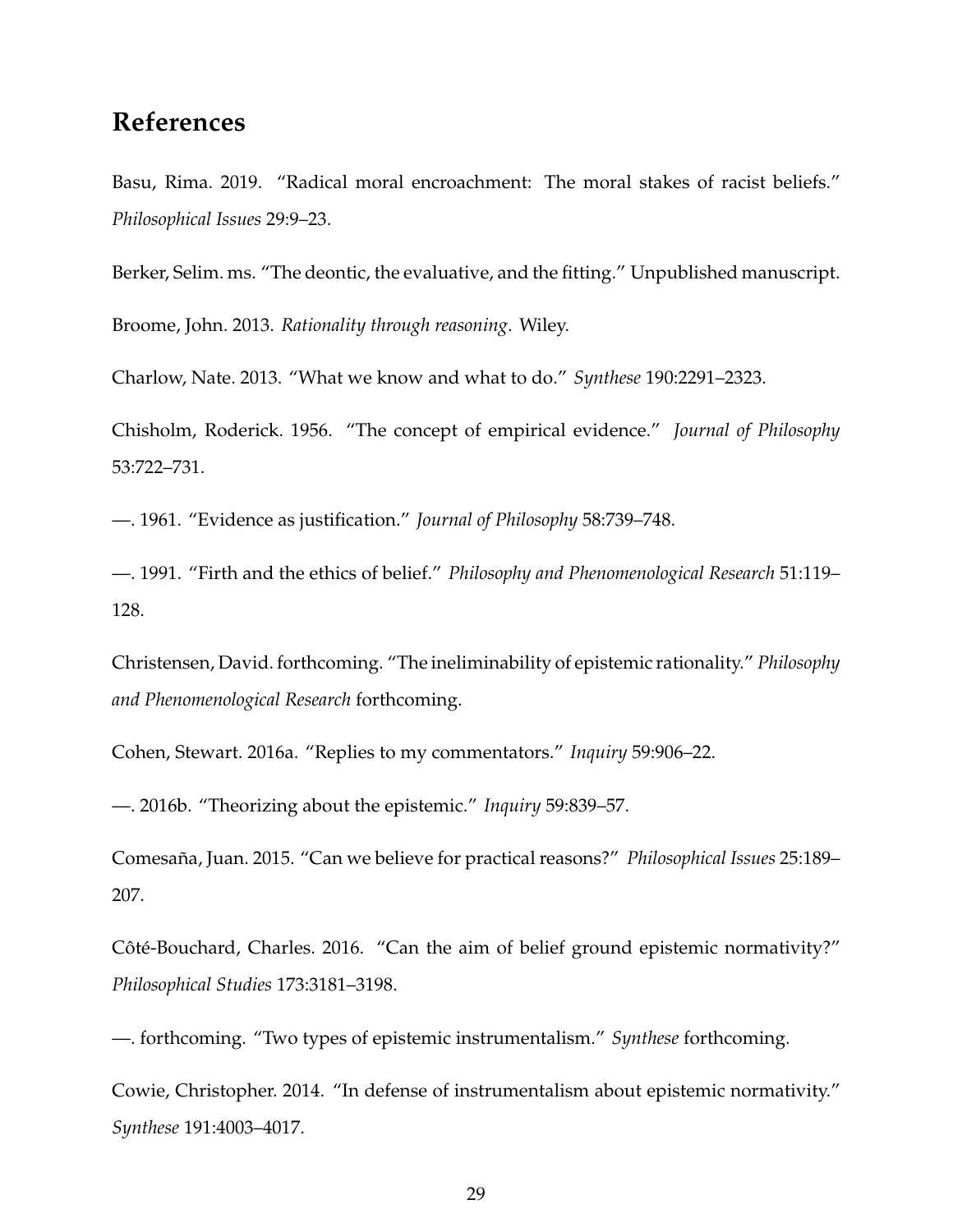## References

Basu, Rima. 2019. "Radical moral encroachment: The moral stakes of racist beliefs." *Philosophical Issues* 29:9–23.

Berker, Selim. ms. "The deontic, the evaluative, and the fitting." Unpublished manuscript.

Broome, John. 2013. *Rationality through reasoning*. Wiley.

Charlow, Nate. 2013. "What we know and what to do." *Synthese* 190:2291–2323.

Chisholm, Roderick. 1956. "The concept of empirical evidence." *Journal of Philosophy* 53:722–731.

—. 1961. "Evidence as justification." *Journal of Philosophy* 58:739–748.

—. 1991. "Firth and the ethics of belief." *Philosophy and Phenomenological Research* 51:119–128.

Christensen, David. forthcoming. "The ineliminability of epistemic rationality." *Philosophy and Phenomenological Research* forthcoming.

Cohen, Stewart. 2016a. "Replies to my commentators." *Inquiry* 59:906–22.

—. 2016b. "Theorizing about the epistemic." *Inquiry* 59:839–57.

Comesaña, Juan. 2015. "Can we believe for practical reasons?" *Philosophical Issues* 25:189–207.

Côté-Bouchard, Charles. 2016. "Can the aim of belief ground epistemic normativity?" *Philosophical Studies* 173:3181–3198.

—. forthcoming. "Two types of epistemic instrumentalism." *Synthese* forthcoming.

Cowie, Christopher. 2014. "In defense of instrumentalism about epistemic normativity." *Synthese* 191:4003–4017.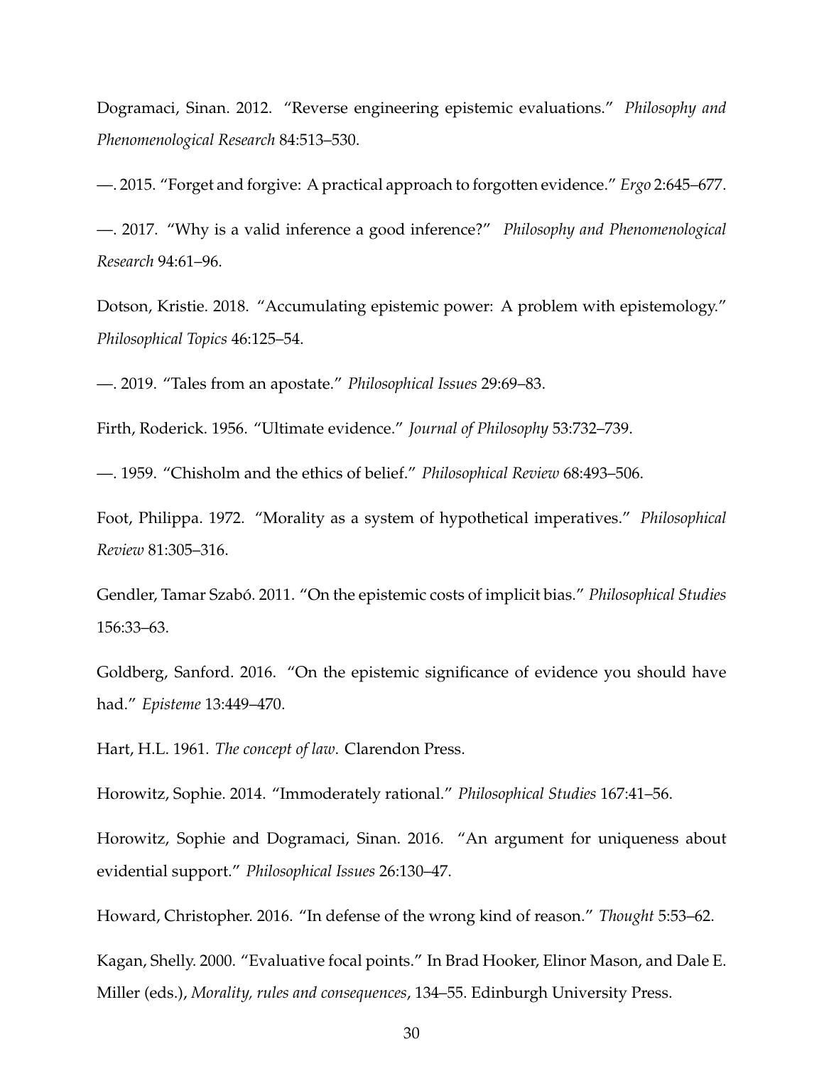Dogramaci, Sinan. 2012. "Reverse engineering epistemic evaluations." *Philosophy and Phenomenological Research* 84:513–530.

—. 2015. "Forget and forgive: A practical approach to forgotten evidence." *Ergo* 2:645–677.

—. 2017. "Why is a valid inference a good inference?" *Philosophy and Phenomenological Research* 94:61–96.

Dotson, Kristie. 2018. "Accumulating epistemic power: A problem with epistemology." *Philosophical Topics* 46:125–54.

—. 2019. "Tales from an apostate." *Philosophical Issues* 29:69–83.

Firth, Roderick. 1956. "Ultimate evidence." *Journal of Philosophy* 53:732–739.

—. 1959. "Chisholm and the ethics of belief." *Philosophical Review* 68:493–506.

Foot, Philippa. 1972. "Morality as a system of hypothetical imperatives." *Philosophical Review* 81:305–316.

Gendler, Tamar Szabó. 2011. "On the epistemic costs of implicit bias." *Philosophical Studies* 156:33–63.

Goldberg, Sanford. 2016. "On the epistemic significance of evidence you should have had." *Episteme* 13:449–470.

Hart, H.L. 1961. *The concept of law*. Clarendon Press.

Horowitz, Sophie. 2014. "Immoderately rational." *Philosophical Studies* 167:41–56.

Horowitz, Sophie and Dogramaci, Sinan. 2016. "An argument for uniqueness about evidential support." *Philosophical Issues* 26:130–47.

Howard, Christopher. 2016. "In defense of the wrong kind of reason." *Thought* 5:53–62.

Kagan, Shelly. 2000. "Evaluative focal points." In Brad Hooker, Elinor Mason, and Dale E. Miller (eds.), *Morality, rules and consequences*, 134–55. Edinburgh University Press.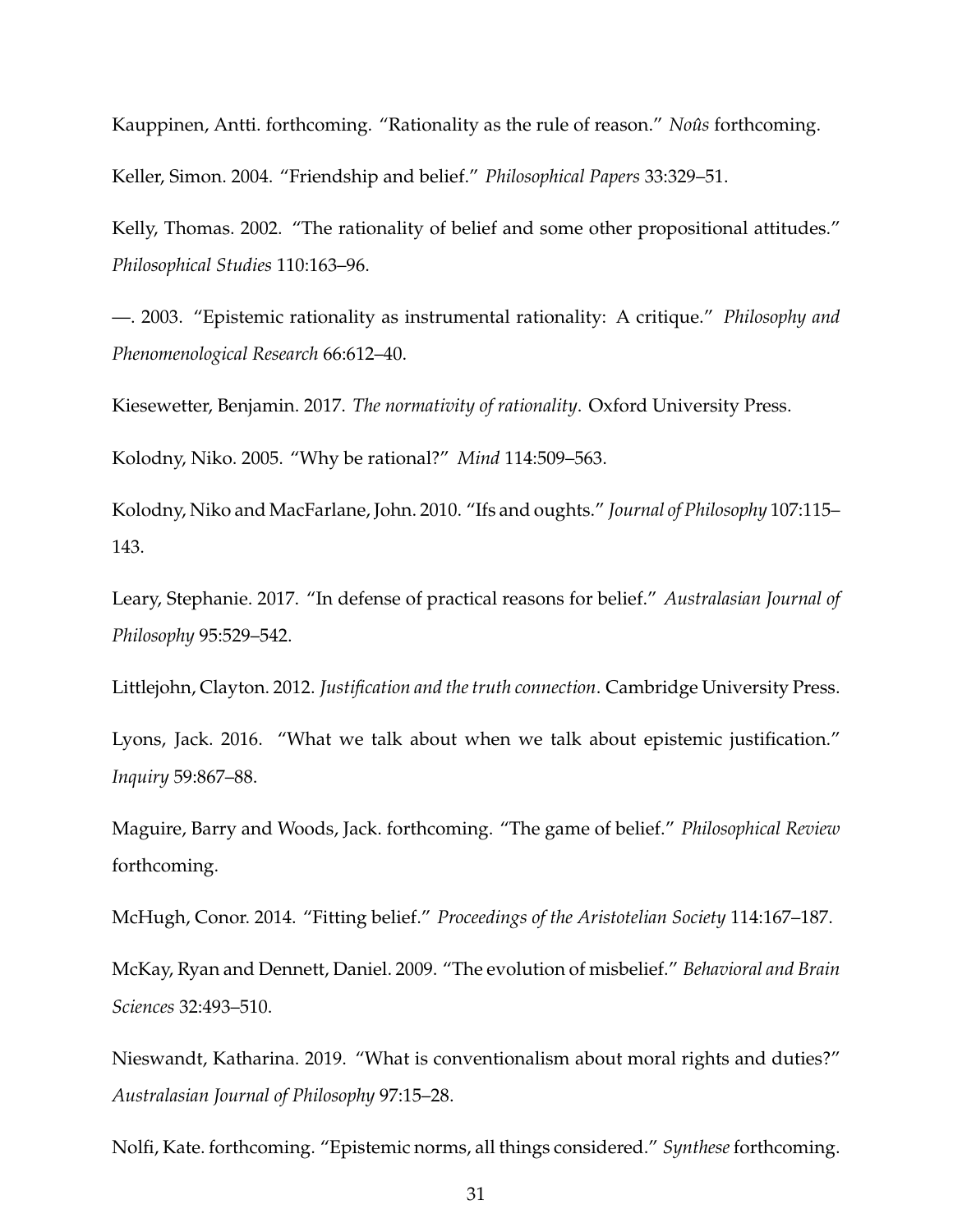Kauppinen, Antti. forthcoming. "Rationality as the rule of reason." *Noûs* forthcoming.

Keller, Simon. 2004. "Friendship and belief." *Philosophical Papers* 33:329–51.

Kelly, Thomas. 2002. "The rationality of belief and some other propositional attitudes." *Philosophical Studies* 110:163–96.

—. 2003. "Epistemic rationality as instrumental rationality: A critique." *Philosophy and Phenomenological Research* 66:612–40.

Kiesewetter, Benjamin. 2017. *The normativity of rationality*. Oxford University Press.

Kolodny, Niko. 2005. "Why be rational?" *Mind* 114:509–563.

Kolodny, Niko and MacFarlane, John. 2010. "Ifs and oughts." *Journal of Philosophy* 107:115–143.

Leary, Stephanie. 2017. "In defense of practical reasons for belief." *Australasian Journal of Philosophy* 95:529–542.

Littlejohn, Clayton. 2012. *Justification and the truth connection*. Cambridge University Press.

Lyons, Jack. 2016. "What we talk about when we talk about epistemic justification." *Inquiry* 59:867–88.

Maguire, Barry and Woods, Jack. forthcoming. "The game of belief." *Philosophical Review* forthcoming.

McHugh, Conor. 2014. "Fitting belief." *Proceedings of the Aristotelian Society* 114:167–187.

McKay, Ryan and Dennett, Daniel. 2009. "The evolution of misbelief." *Behavioral and Brain Sciences* 32:493–510.

Nieswandt, Katharina. 2019. "What is conventionalism about moral rights and duties?" *Australasian Journal of Philosophy* 97:15–28.

Nolfi, Kate. forthcoming. "Epistemic norms, all things considered." *Synthese* forthcoming.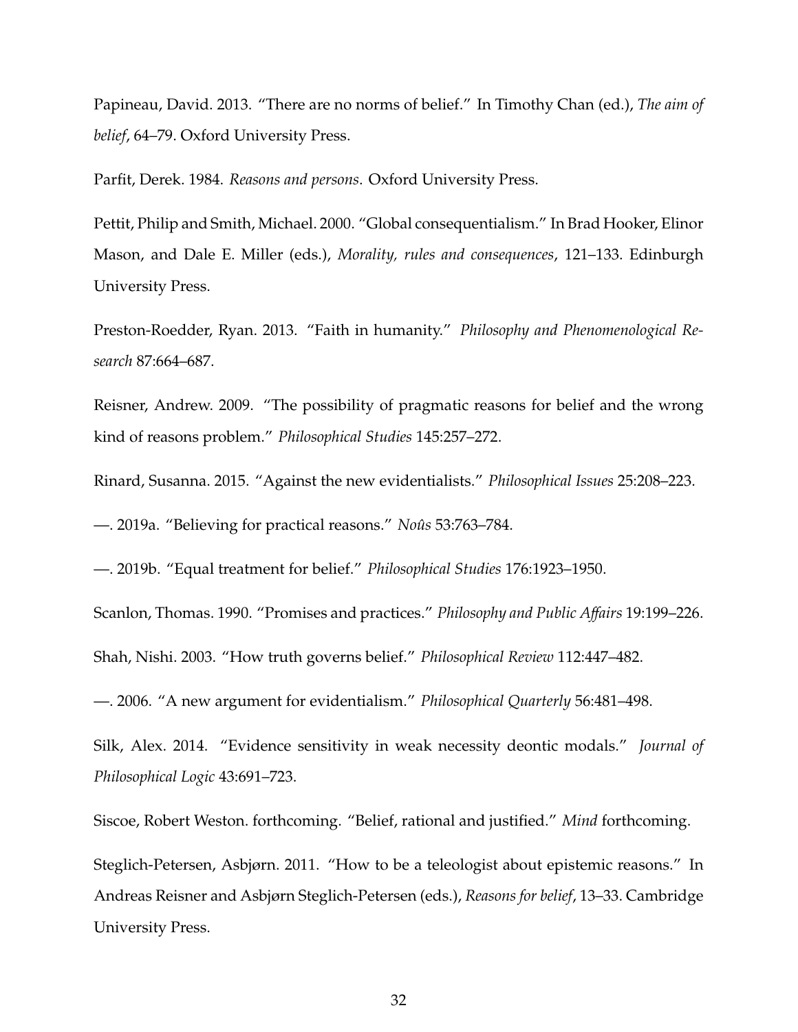Papineau, David. 2013. "There are no norms of belief." In Timothy Chan (ed.), *The aim of belief*, 64–79. Oxford University Press.

Parfit, Derek. 1984. *Reasons and persons*. Oxford University Press.

Pettit, Philip and Smith, Michael. 2000. "Global consequentialism." In Brad Hooker, Elinor Mason, and Dale E. Miller (eds.), *Morality, rules and consequences*, 121–133. Edinburgh University Press.

Preston-Roedder, Ryan. 2013. "Faith in humanity." *Philosophy and Phenomenological Research* 87:664–687.

Reisner, Andrew. 2009. "The possibility of pragmatic reasons for belief and the wrong kind of reasons problem." *Philosophical Studies* 145:257–272.

Rinard, Susanna. 2015. "Against the new evidentialists." *Philosophical Issues* 25:208–223.

—. 2019a. "Believing for practical reasons." *Noûs* 53:763–784.

—. 2019b. "Equal treatment for belief." *Philosophical Studies* 176:1923–1950.

Scanlon, Thomas. 1990. "Promises and practices." *Philosophy and Public Affairs* 19:199–226.

Shah, Nishi. 2003. "How truth governs belief." *Philosophical Review* 112:447–482.

—. 2006. "A new argument for evidentialism." *Philosophical Quarterly* 56:481–498.

Silk, Alex. 2014. "Evidence sensitivity in weak necessity deontic modals." *Journal of Philosophical Logic* 43:691–723.

Siscoe, Robert Weston. forthcoming. "Belief, rational and justified." *Mind* forthcoming.

Steglich-Petersen, Asbjørn. 2011. "How to be a teleologist about epistemic reasons." In Andreas Reisner and Asbjørn Steglich-Petersen (eds.), *Reasons for belief*, 13–33. Cambridge University Press.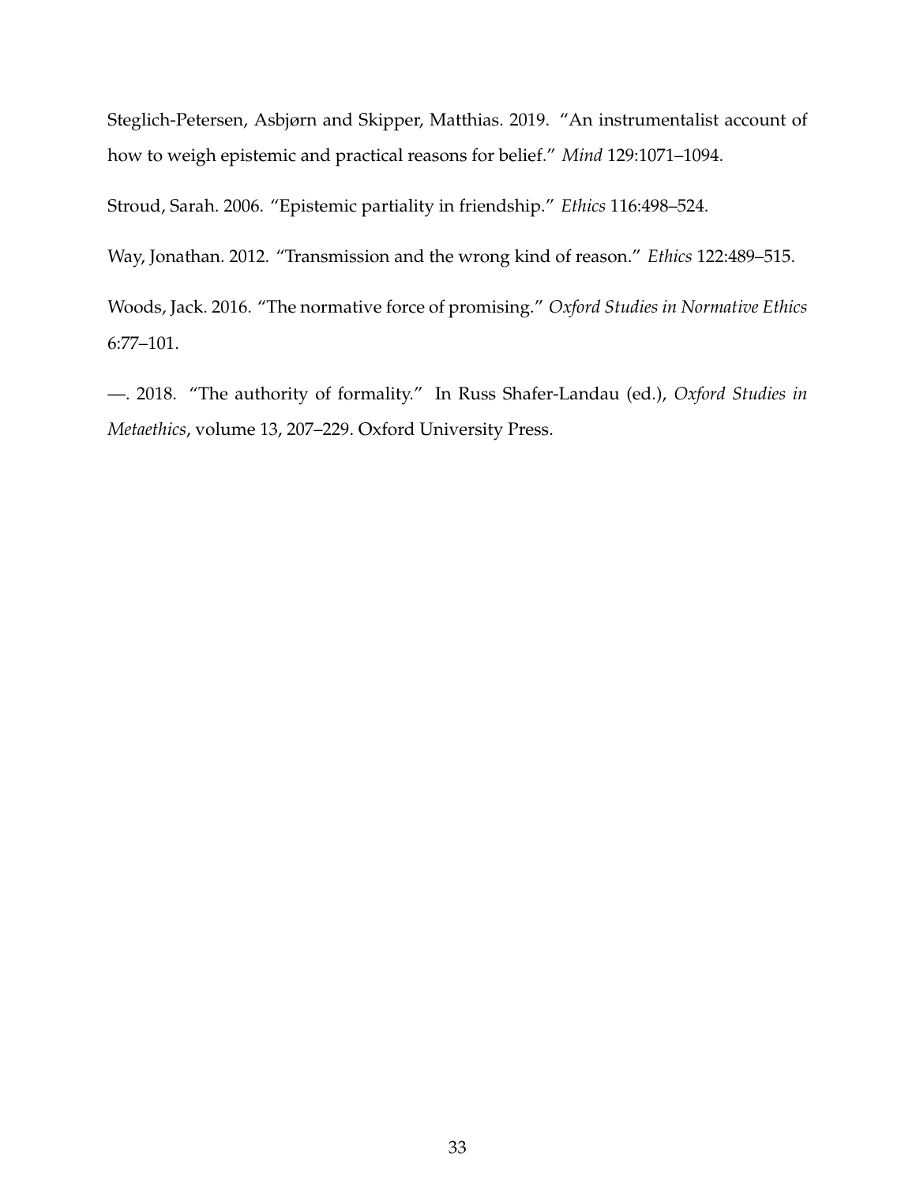Steglich-Petersen, Asbjørn and Skipper, Matthias. 2019. "An instrumentalist account of how to weigh epistemic and practical reasons for belief." *Mind* 129:1071–1094.

Stroud, Sarah. 2006. "Epistemic partiality in friendship." *Ethics* 116:498–524.

Way, Jonathan. 2012. "Transmission and the wrong kind of reason." *Ethics* 122:489–515.

Woods, Jack. 2016. "The normative force of promising." *Oxford Studies in Normative Ethics* 6:77–101.

—. 2018. "The authority of formality." In Russ Shafer-Landau (ed.), *Oxford Studies in Metaethics*, volume 13, 207–229. Oxford University Press.